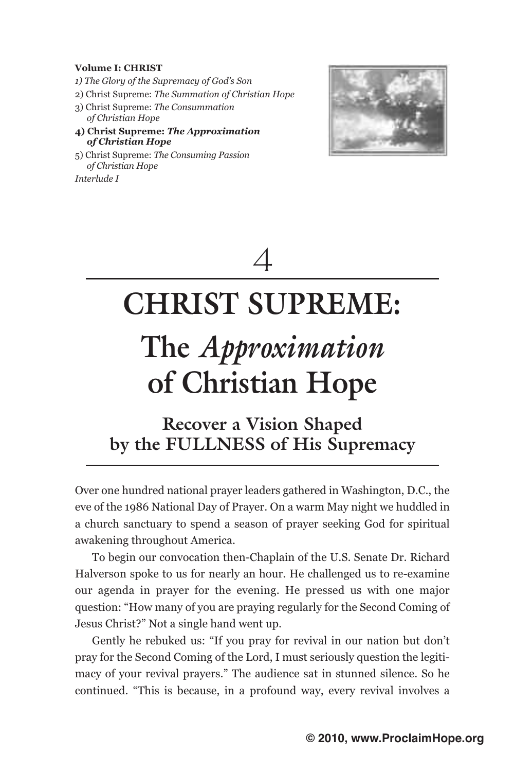**Volume I: CHRIST**

*1) The Glory of the Supremacy of God's Son*

2) Christ Supreme: *The Summation of Christian Hope*

3) Christ Supreme: *The Consummation of Christian Hope*

**4) Christ Supreme: *The Approximation of Christian Hope***

5) Christ Supreme: *The Consuming Passion of Christian Hope*

*Interlude I*

# 4

# CHRIST SUPREME: The *Approximation* of Christian Hope

## Recover a Vision Shaped by the FULLNESS of His Supremacy

Over one hundred national prayer leaders gathered in Washington, D.C., the eve of the 1986 National Day of Prayer. On a warm May night we huddled in a church sanctuary to spend a season of prayer seeking God for spiritual awakening throughout America.

To begin our convocation then-Chaplain of the U.S. Senate Dr. Richard Halverson spoke to us for nearly an hour. He challenged us to re-examine our agenda in prayer for the evening. He pressed us with one major question: "How many of you are praying regularly for the Second Coming of Jesus Christ?" Not a single hand went up.

Gently he rebuked us: "If you pray for revival in our nation but don't pray for the Second Coming of the Lord, I must seriously question the legitimacy of your revival prayers." The audience sat in stunned silence. So he continued. "This is because, in a profound way, every revival involves a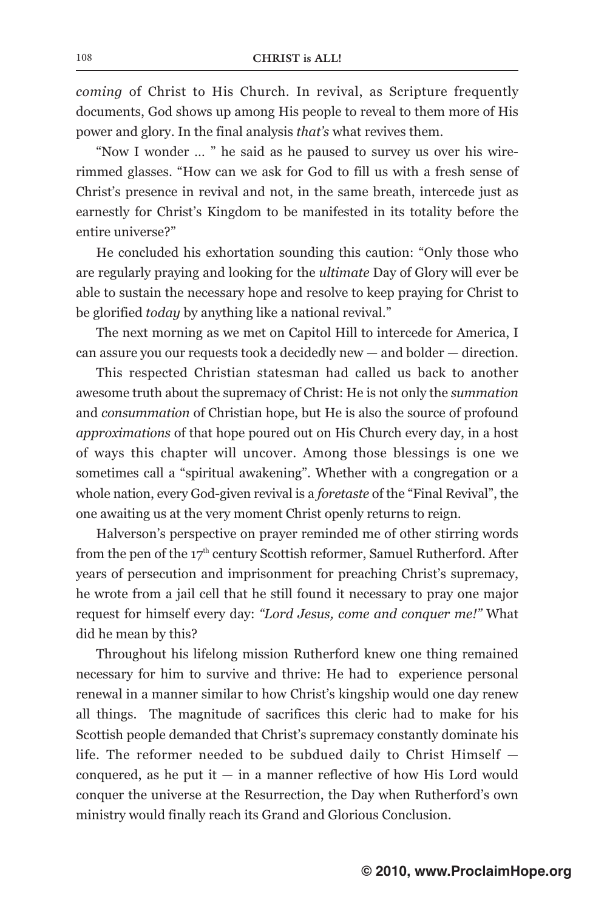*coming* of Christ to His Church. In revival, as Scripture frequently documents, God shows up among His people to reveal to them more of His power and glory. In the final analysis *that's* what revives them.

"Now I wonder ... " he said as he paused to survey us over his wire-rimmed glasses. "How can we ask for God to fill us with a fresh sense of Christ's presence in revival and not, in the same breath, intercede just as earnestly for Christ's Kingdom to be manifested in its totality before the entire universe?"

He concluded his exhortation sounding this caution: "Only those who are regularly praying and looking for the *ultimate* Day of Glory will ever be able to sustain the necessary hope and resolve to keep praying for Christ to be glorified *today* by anything like a national revival."

The next morning as we met on Capitol Hill to intercede for America, I can assure you our requests took a decidedly new — and bolder — direction.

This respected Christian statesman had called us back to another awesome truth about the supremacy of Christ: He is not only the *summation* and *consummation* of Christian hope, but He is also the source of profound *approximations* of that hope poured out on His Church every day, in a host of ways this chapter will uncover. Among those blessings is one we sometimes call a "spiritual awakening". Whether with a congregation or a whole nation, every God-given revival is a *foretaste* of the "Final Revival", the one awaiting us at the very moment Christ openly returns to reign.

Halverson's perspective on prayer reminded me of other stirring words from the pen of the 17th century Scottish reformer, Samuel Rutherford. After years of persecution and imprisonment for preaching Christ's supremacy, he wrote from a jail cell that he still found it necessary to pray one major request for himself every day: *"Lord Jesus, come and conquer me!"* What did he mean by this?

Throughout his lifelong mission Rutherford knew one thing remained necessary for him to survive and thrive: He had to experience personal renewal in a manner similar to how Christ's kingship would one day renew all things. The magnitude of sacrifices this cleric had to make for his Scottish people demanded that Christ's supremacy constantly dominate his life. The reformer needed to be subdued daily to Christ Himself — conquered, as he put it — in a manner reflective of how His Lord would conquer the universe at the Resurrection, the Day when Rutherford's own ministry would finally reach its Grand and Glorious Conclusion.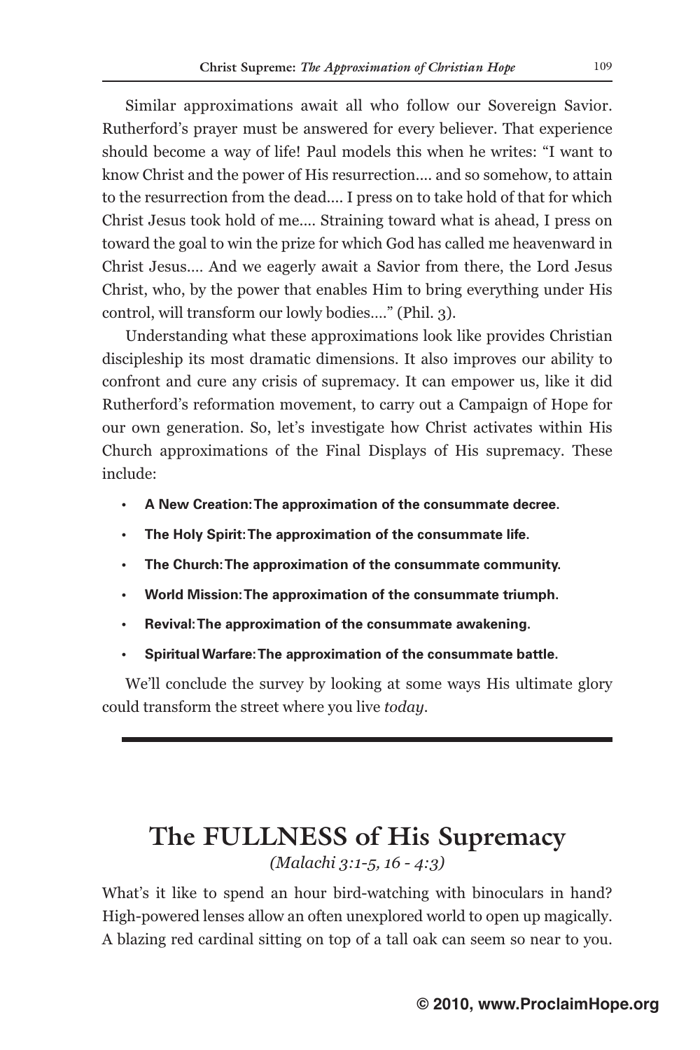Similar approximations await all who follow our Sovereign Savior. Rutherford's prayer must be answered for every believer. That experience should become a way of life! Paul models this when he writes: "I want to know Christ and the power of His resurrection.... and so somehow, to attain to the resurrection from the dead.... I press on to take hold of that for which Christ Jesus took hold of me.... Straining toward what is ahead, I press on toward the goal to win the prize for which God has called me heavenward in Christ Jesus.... And we eagerly await a Savior from there, the Lord Jesus Christ, who, by the power that enables Him to bring everything under His control, will transform our lowly bodies...." (Phil. 3).

Understanding what these approximations look like provides Christian discipleship its most dramatic dimensions. It also improves our ability to confront and cure any crisis of supremacy. It can empower us, like it did Rutherford's reformation movement, to carry out a Campaign of Hope for our own generation. So, let's investigate how Christ activates within His Church approximations of the Final Displays of His supremacy. These include:

- **A New Creation: The approximation of the consummate decree.**
- **The Holy Spirit: The approximation of the consummate life.**
- **The Church: The approximation of the consummate community.**
- **World Mission: The approximation of the consummate triumph.**
- **Revival: The approximation of the consummate awakening.**
- **Spiritual Warfare: The approximation of the consummate battle.**

We'll conclude the survey by looking at some ways His ultimate glory could transform the street where you live *today*.

---

# The FULLNESS of His Supremacy

*(Malachi 3:1-5, 16 - 4:3)*

What's it like to spend an hour bird-watching with binoculars in hand? High-powered lenses allow an often unexplored world to open up magically. A blazing red cardinal sitting on top of a tall oak can seem so near to you.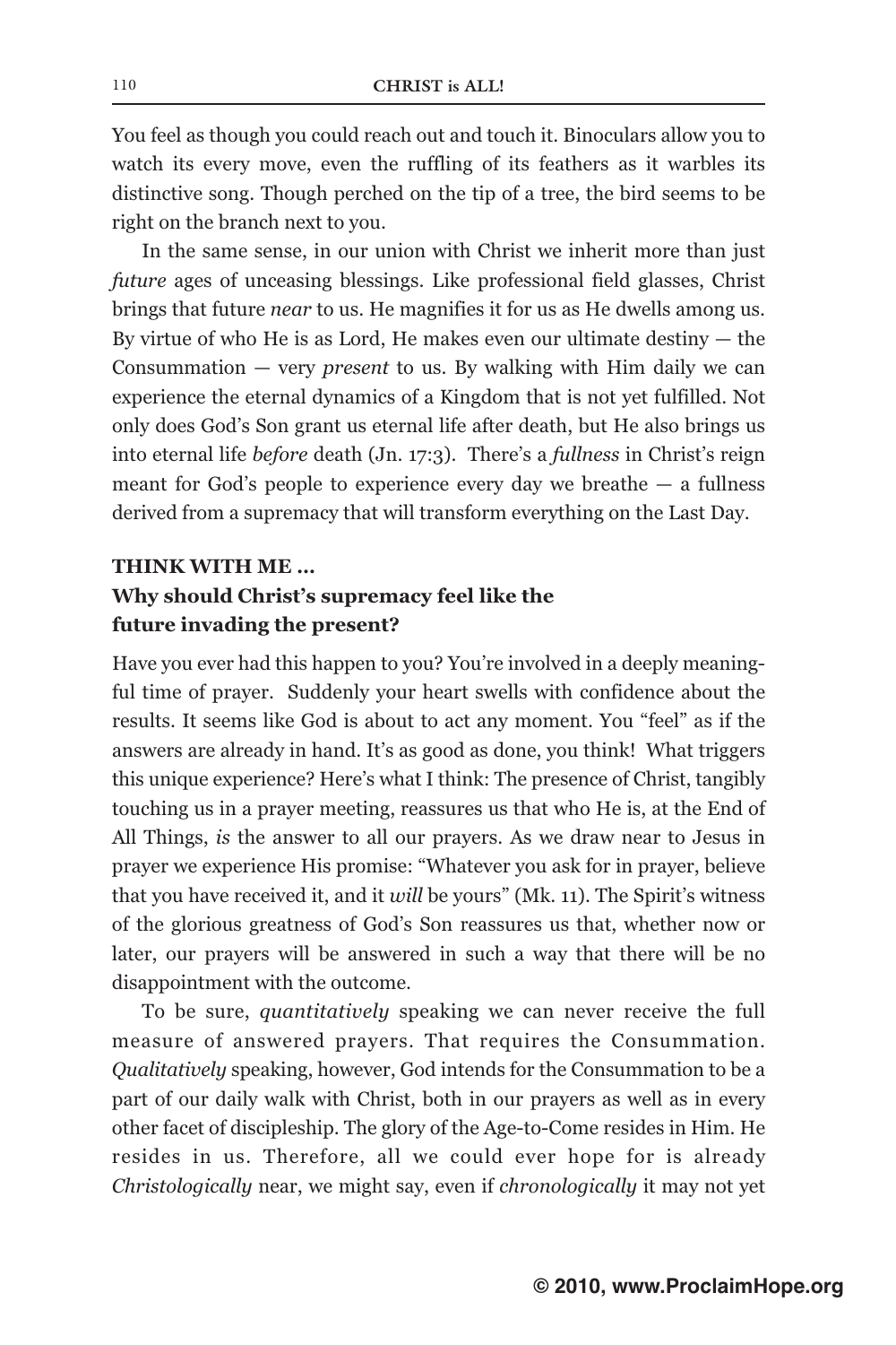You feel as though you could reach out and touch it. Binoculars allow you to watch its every move, even the ruffling of its feathers as it warbles its distinctive song. Though perched on the tip of a tree, the bird seems to be right on the branch next to you.

In the same sense, in our union with Christ we inherit more than just *future* ages of unceasing blessings. Like professional field glasses, Christ brings that future *near* to us. He magnifies it for us as He dwells among us. By virtue of who He is as Lord, He makes even our ultimate destiny — the Consummation — very *present* to us. By walking with Him daily we can experience the eternal dynamics of a Kingdom that is not yet fulfilled. Not only does God's Son grant us eternal life after death, but He also brings us into eternal life *before* death (Jn. 17:3). There's a *fullness* in Christ's reign meant for God's people to experience every day we breathe — a fullness derived from a supremacy that will transform everything on the Last Day.

**THINK WITH ME ...**
**Why should Christ's supremacy feel like the future invading the present?**

Have you ever had this happen to you? You're involved in a deeply meaningful time of prayer. Suddenly your heart swells with confidence about the results. It seems like God is about to act any moment. You "feel" as if the answers are already in hand. It's as good as done, you think! What triggers this unique experience? Here's what I think: The presence of Christ, tangibly touching us in a prayer meeting, reassures us that who He is, at the End of All Things, *is* the answer to all our prayers. As we draw near to Jesus in prayer we experience His promise: "Whatever you ask for in prayer, believe that you have received it, and it *will* be yours" (Mk. 11). The Spirit's witness of the glorious greatness of God's Son reassures us that, whether now or later, our prayers will be answered in such a way that there will be no disappointment with the outcome.

To be sure, *quantitatively* speaking we can never receive the full measure of answered prayers. That requires the Consummation. *Qualitatively* speaking, however, God intends for the Consummation to be a part of our daily walk with Christ, both in our prayers as well as in every other facet of discipleship. The glory of the Age-to-Come resides in Him. He resides in us. Therefore, all we could ever hope for is already *Christologically* near, we might say, even if *chronologically* it may not yet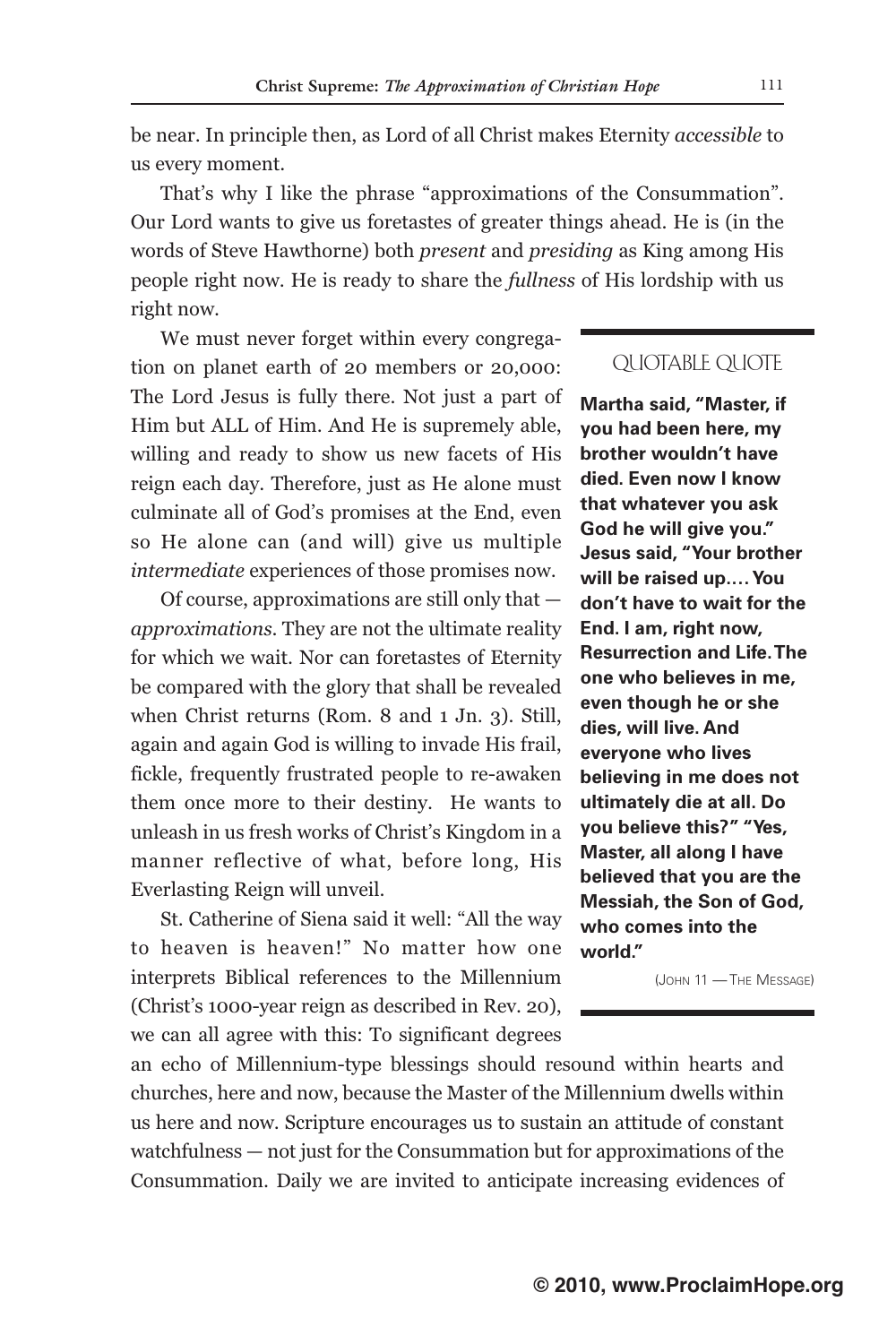be near. In principle then, as Lord of all Christ makes Eternity *accessible* to us every moment.

That's why I like the phrase "approximations of the Consummation". Our Lord wants to give us foretastes of greater things ahead. He is (in the words of Steve Hawthorne) both *present* and *presiding* as King among His people right now. He is ready to share the *fullness* of His lordship with us right now.

We must never forget within every congregation on planet earth of 20 members or 20,000: The Lord Jesus is fully there. Not just a part of Him but ALL of Him. And He is supremely able, willing and ready to show us new facets of His reign each day. Therefore, just as He alone must culminate all of God's promises at the End, even so He alone can (and will) give us multiple *intermediate* experiences of those promises now.

Of course, approximations are still only that — *approximations*. They are not the ultimate reality for which we wait. Nor can foretastes of Eternity be compared with the glory that shall be revealed when Christ returns (Rom. 8 and 1 Jn. 3). Still, again and again God is willing to invade His frail, fickle, frequently frustrated people to re-awaken them once more to their destiny. He wants to unleash in us fresh works of Christ's Kingdom in a manner reflective of what, before long, His Everlasting Reign will unveil.

St. Catherine of Siena said it well: "All the way to heaven is heaven!" No matter how one interprets Biblical references to the Millennium (Christ's 1000-year reign as described in Rev. 20), we can all agree with this: To significant degrees an echo of Millennium-type blessings should resound within hearts and churches, here and now, because the Master of the Millennium dwells within us here and now. Scripture encourages us to sustain an attitude of constant watchfulness — not just for the Consummation but for approximations of the Consummation. Daily we are invited to anticipate increasing evidences of

### QUOTABLE QUOTE

**Martha said, "Master, if you had been here, my brother wouldn't have died. Even now I know that whatever you ask God he will give you." Jesus said, "Your brother will be raised up.… You don't have to wait for the End. I am, right now, Resurrection and Life. The one who believes in me, even though he or she dies, will live. And everyone who lives believing in me does not ultimately die at all. Do you believe this?" "Yes, Master, all along I have believed that you are the Messiah, the Son of God, who comes into the world."**

(John 11 — The Message)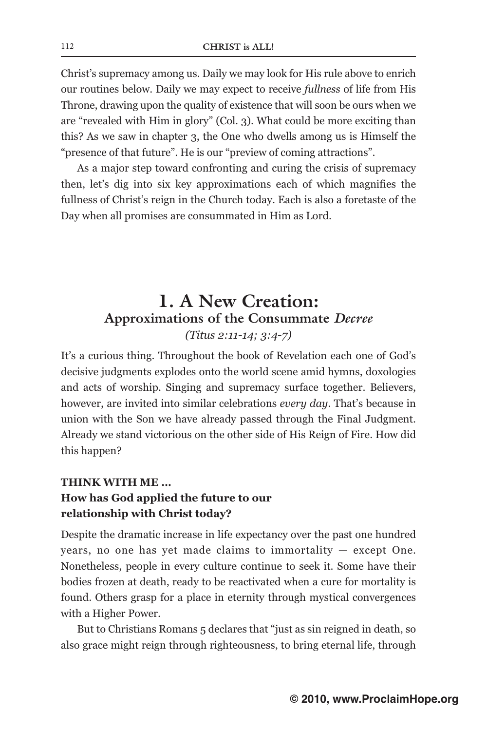Christ's supremacy among us. Daily we may look for His rule above to enrich our routines below. Daily we may expect to receive *fullness* of life from His Throne, drawing upon the quality of existence that will soon be ours when we are "revealed with Him in glory" (Col. 3). What could be more exciting than this? As we saw in chapter 3, the One who dwells among us is Himself the "presence of that future". He is our "preview of coming attractions".

As a major step toward confronting and curing the crisis of supremacy then, let's dig into six key approximations each of which magnifies the fullness of Christ's reign in the Church today. Each is also a foretaste of the Day when all promises are consummated in Him as Lord.

## 1. A New Creation:
### Approximations of the Consummate *Decree*

*(Titus 2:11-14; 3:4-7)*

It's a curious thing. Throughout the book of Revelation each one of God's decisive judgments explodes onto the world scene amid hymns, doxologies and acts of worship. Singing and supremacy surface together. Believers, however, are invited into similar celebrations *every day*. That's because in union with the Son we have already passed through the Final Judgment. Already we stand victorious on the other side of His Reign of Fire. How did this happen?

**THINK WITH ME ...**
**How has God applied the future to our relationship with Christ today?**

Despite the dramatic increase in life expectancy over the past one hundred years, no one has yet made claims to immortality — except One. Nonetheless, people in every culture continue to seek it. Some have their bodies frozen at death, ready to be reactivated when a cure for mortality is found. Others grasp for a place in eternity through mystical convergences with a Higher Power.

But to Christians Romans 5 declares that "just as sin reigned in death, so also grace might reign through righteousness, to bring eternal life, through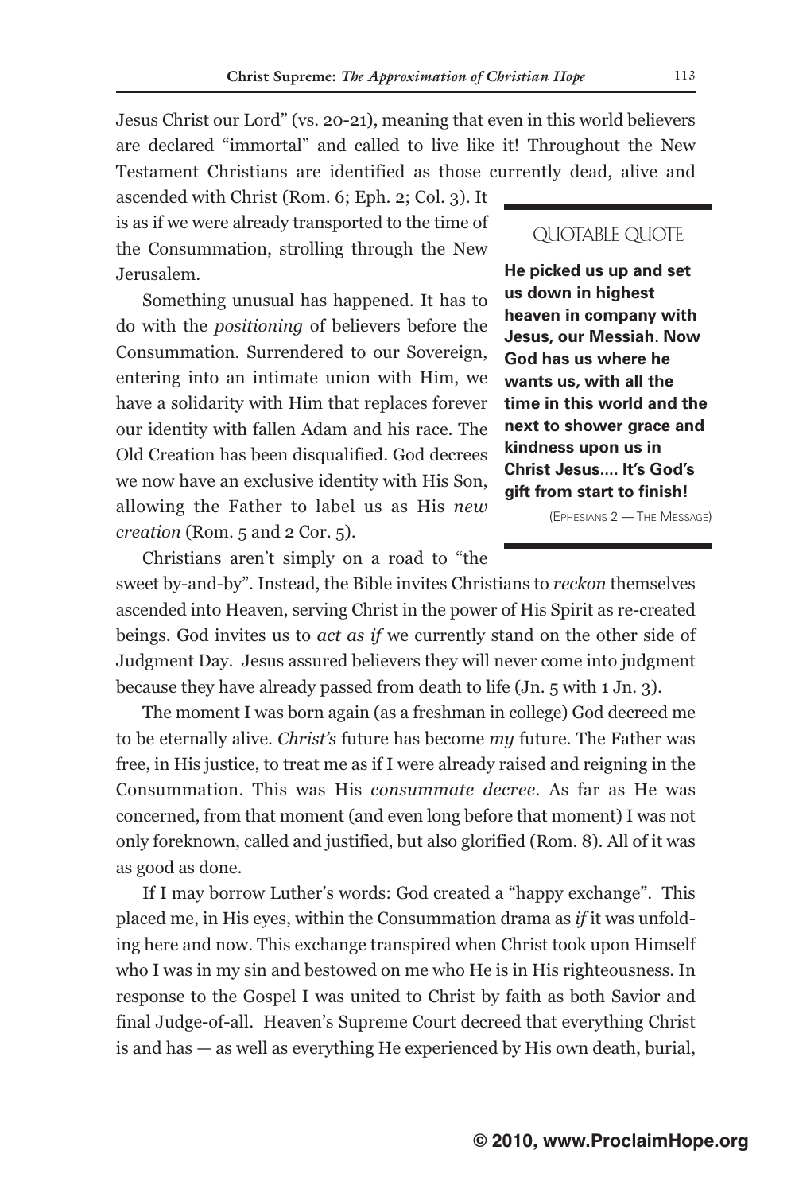Jesus Christ our Lord" (vs. 20-21), meaning that even in this world believers are declared "immortal" and called to live like it! Throughout the New Testament Christians are identified as those currently dead, alive and ascended with Christ (Rom. 6; Eph. 2; Col. 3). It is as if we were already transported to the time of the Consummation, strolling through the New Jerusalem.

Something unusual has happened. It has to do with the *positioning* of believers before the Consummation. Surrendered to our Sovereign, entering into an intimate union with Him, we have a solidarity with Him that replaces forever our identity with fallen Adam and his race. The Old Creation has been disqualified. God decrees we now have an exclusive identity with His Son, allowing the Father to label us as His *new creation* (Rom. 5 and 2 Cor. 5).

> QUOTABLE QUOTE
>
> **He picked us up and set us down in highest heaven in company with Jesus, our Messiah. Now God has us where he wants us, with all the time in this world and the next to shower grace and kindness upon us in Christ Jesus.... It's God's gift from start to finish!**
>
> (Ephesians 2 — The Message)

Christians aren't simply on a road to "the sweet by-and-by". Instead, the Bible invites Christians to *reckon* themselves ascended into Heaven, serving Christ in the power of His Spirit as re-created beings. God invites us to *act as if* we currently stand on the other side of Judgment Day. Jesus assured believers they will never come into judgment because they have already passed from death to life (Jn. 5 with 1 Jn. 3).

The moment I was born again (as a freshman in college) God decreed me to be eternally alive. *Christ's* future has become *my* future. The Father was free, in His justice, to treat me as if I were already raised and reigning in the Consummation. This was His *consummate decree*. As far as He was concerned, from that moment (and even long before that moment) I was not only foreknown, called and justified, but also glorified (Rom. 8). All of it was as good as done.

If I may borrow Luther's words: God created a "happy exchange". This placed me, in His eyes, within the Consummation drama as *if* it was unfolding here and now. This exchange transpired when Christ took upon Himself who I was in my sin and bestowed on me who He is in His righteousness. In response to the Gospel I was united to Christ by faith as both Savior and final Judge-of-all. Heaven's Supreme Court decreed that everything Christ is and has — as well as everything He experienced by His own death, burial,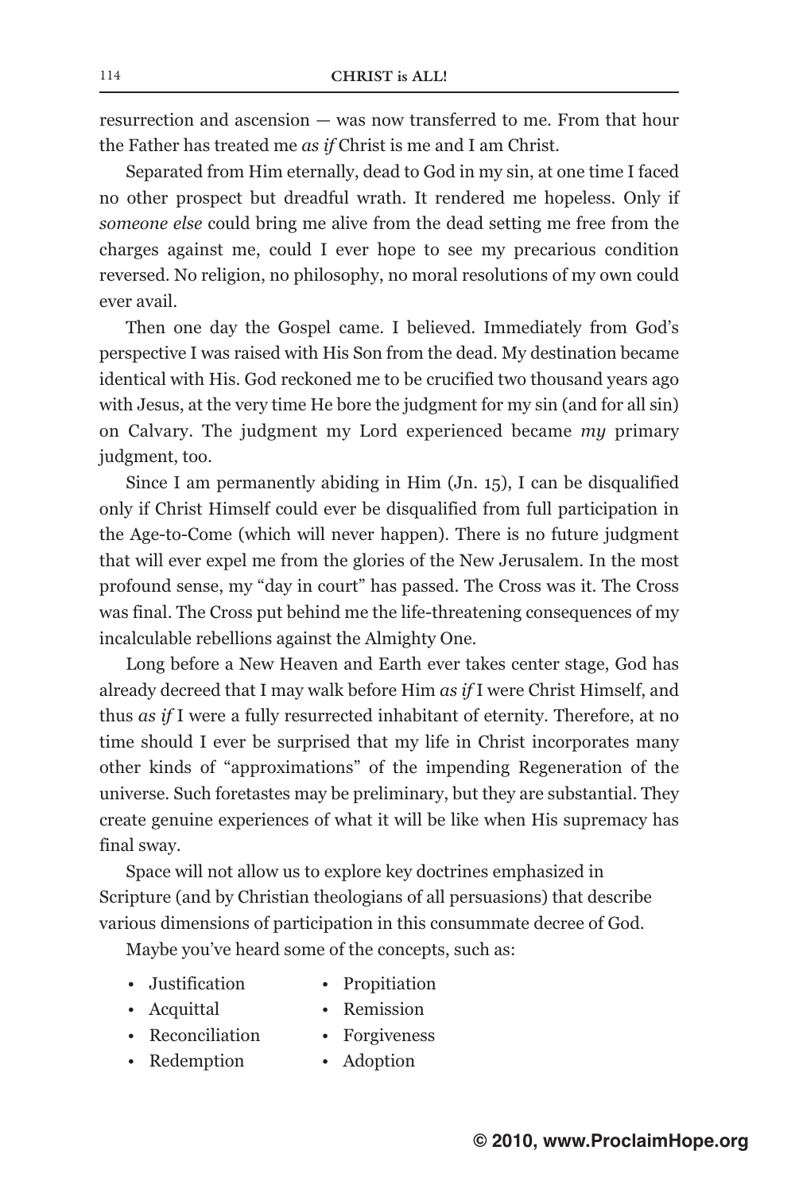resurrection and ascension — was now transferred to me. From that hour the Father has treated me *as if* Christ is me and I am Christ.

Separated from Him eternally, dead to God in my sin, at one time I faced no other prospect but dreadful wrath. It rendered me hopeless. Only if *someone else* could bring me alive from the dead setting me free from the charges against me, could I ever hope to see my precarious condition reversed. No religion, no philosophy, no moral resolutions of my own could ever avail.

Then one day the Gospel came. I believed. Immediately from God's perspective I was raised with His Son from the dead. My destination became identical with His. God reckoned me to be crucified two thousand years ago with Jesus, at the very time He bore the judgment for my sin (and for all sin) on Calvary. The judgment my Lord experienced became *my* primary judgment, too.

Since I am permanently abiding in Him (Jn. 15), I can be disqualified only if Christ Himself could ever be disqualified from full participation in the Age-to-Come (which will never happen). There is no future judgment that will ever expel me from the glories of the New Jerusalem. In the most profound sense, my "day in court" has passed. The Cross was it. The Cross was final. The Cross put behind me the life-threatening consequences of my incalculable rebellions against the Almighty One.

Long before a New Heaven and Earth ever takes center stage, God has already decreed that I may walk before Him *as if* I were Christ Himself, and thus *as if* I were a fully resurrected inhabitant of eternity. Therefore, at no time should I ever be surprised that my life in Christ incorporates many other kinds of "approximations" of the impending Regeneration of the universe. Such foretastes may be preliminary, but they are substantial. They create genuine experiences of what it will be like when His supremacy has final sway.

Space will not allow us to explore key doctrines emphasized in Scripture (and by Christian theologians of all persuasions) that describe various dimensions of participation in this consummate decree of God.

Maybe you've heard some of the concepts, such as:

- Justification
- Acquittal
- Reconciliation
- Redemption
- Propitiation
- Remission
- Forgiveness
- Adoption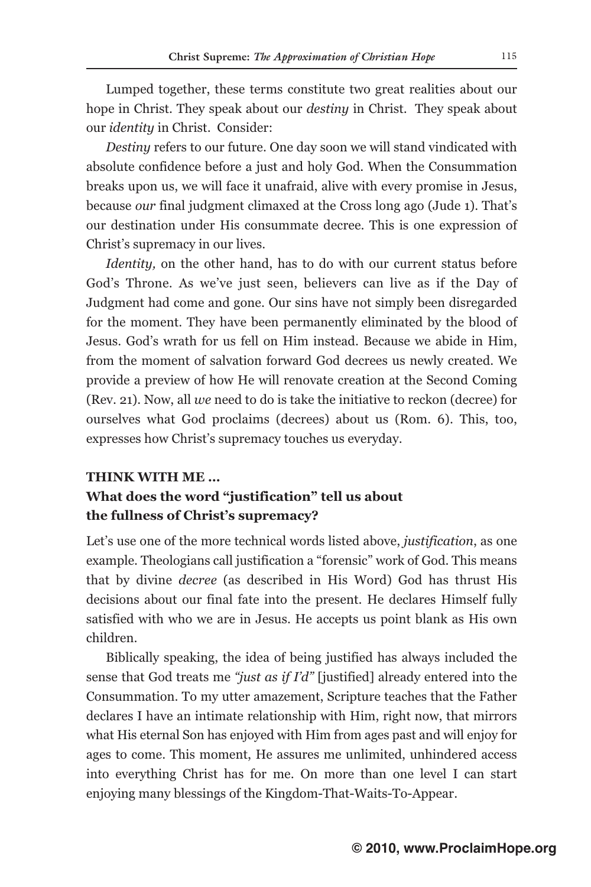Lumped together, these terms constitute two great realities about our hope in Christ. They speak about our *destiny* in Christ. They speak about our *identity* in Christ. Consider:

*Destiny* refers to our future. One day soon we will stand vindicated with absolute confidence before a just and holy God. When the Consummation breaks upon us, we will face it unafraid, alive with every promise in Jesus, because *our* final judgment climaxed at the Cross long ago (Jude 1). That's our destination under His consummate decree. This is one expression of Christ's supremacy in our lives.

*Identity,* on the other hand, has to do with our current status before God's Throne. As we've just seen, believers can live as if the Day of Judgment had come and gone. Our sins have not simply been disregarded for the moment. They have been permanently eliminated by the blood of Jesus. God's wrath for us fell on Him instead. Because we abide in Him, from the moment of salvation forward God decrees us newly created. We provide a preview of how He will renovate creation at the Second Coming (Rev. 21). Now, all *we* need to do is take the initiative to reckon (decree) for ourselves what God proclaims (decrees) about us (Rom. 6). This, too, expresses how Christ's supremacy touches us everyday.

**THINK WITH ME ...**

**What does the word "justification" tell us about the fullness of Christ's supremacy?**

Let's use one of the more technical words listed above, *justification*, as one example. Theologians call justification a "forensic" work of God. This means that by divine *decree* (as described in His Word) God has thrust His decisions about our final fate into the present. He declares Himself fully satisfied with who we are in Jesus. He accepts us point blank as His own children.

Biblically speaking, the idea of being justified has always included the sense that God treats me *"just as if I'd"* [justified] already entered into the Consummation. To my utter amazement, Scripture teaches that the Father declares I have an intimate relationship with Him, right now, that mirrors what His eternal Son has enjoyed with Him from ages past and will enjoy for ages to come. This moment, He assures me unlimited, unhindered access into everything Christ has for me. On more than one level I can start enjoying many blessings of the Kingdom-That-Waits-To-Appear.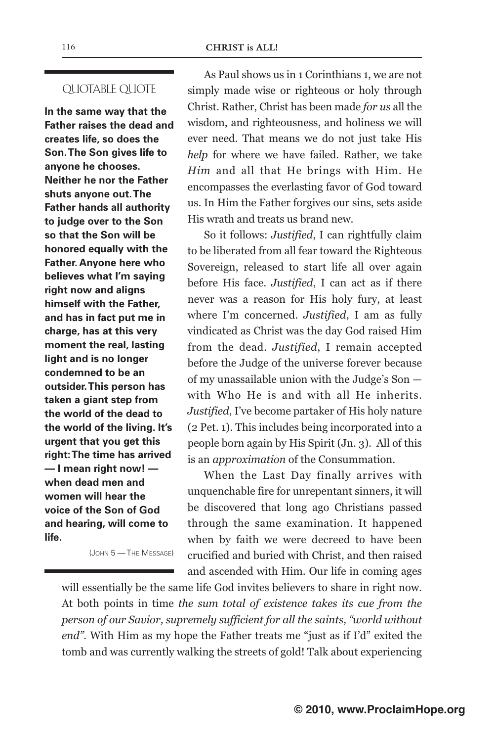QUOTABLE QUOTE

**In the same way that the Father raises the dead and creates life, so does the Son. The Son gives life to anyone he chooses. Neither he nor the Father shuts anyone out. The Father hands all authority to judge over to the Son so that the Son will be honored equally with the Father. Anyone here who believes what I'm saying right now and aligns himself with the Father, and has in fact put me in charge, has at this very moment the real, lasting light and is no longer condemned to be an outsider. This person has taken a giant step from the world of the dead to the world of the living. It's urgent that you get this right: The time has arrived — I mean right now! — when dead men and women will hear the voice of the Son of God and hearing, will come to life.**

(JOHN 5 — THE MESSAGE)

As Paul shows us in 1 Corinthians 1, we are not simply made wise or righteous or holy through Christ. Rather, Christ has been made *for us* all the wisdom, and righteousness, and holiness we will ever need. That means we do not just take His *help* for where we have failed. Rather, we take *Him* and all that He brings with Him. He encompasses the everlasting favor of God toward us. In Him the Father forgives our sins, sets aside His wrath and treats us brand new.

So it follows: *Justified*, I can rightfully claim to be liberated from all fear toward the Righteous Sovereign, released to start life all over again before His face. *Justified*, I can act as if there never was a reason for His holy fury, at least where I'm concerned. *Justified*, I am as fully vindicated as Christ was the day God raised Him from the dead. *Justified*, I remain accepted before the Judge of the universe forever because of my unassailable union with the Judge's Son — with Who He is and with all He inherits. *Justified*, I've become partaker of His holy nature (2 Pet. 1). This includes being incorporated into a people born again by His Spirit (Jn. 3). All of this is an *approximation* of the Consummation.

When the Last Day finally arrives with unquenchable fire for unrepentant sinners, it will be discovered that long ago Christians passed through the same examination. It happened when by faith we were decreed to have been crucified and buried with Christ, and then raised and ascended with Him. Our life in coming ages will essentially be the same life God invites believers to share in right now. At both points in time *the sum total of existence takes its cue from the person of our Savior, supremely sufficient for all the saints, "world without end"*. With Him as my hope the Father treats me "just as if I'd" exited the tomb and was currently walking the streets of gold! Talk about experiencing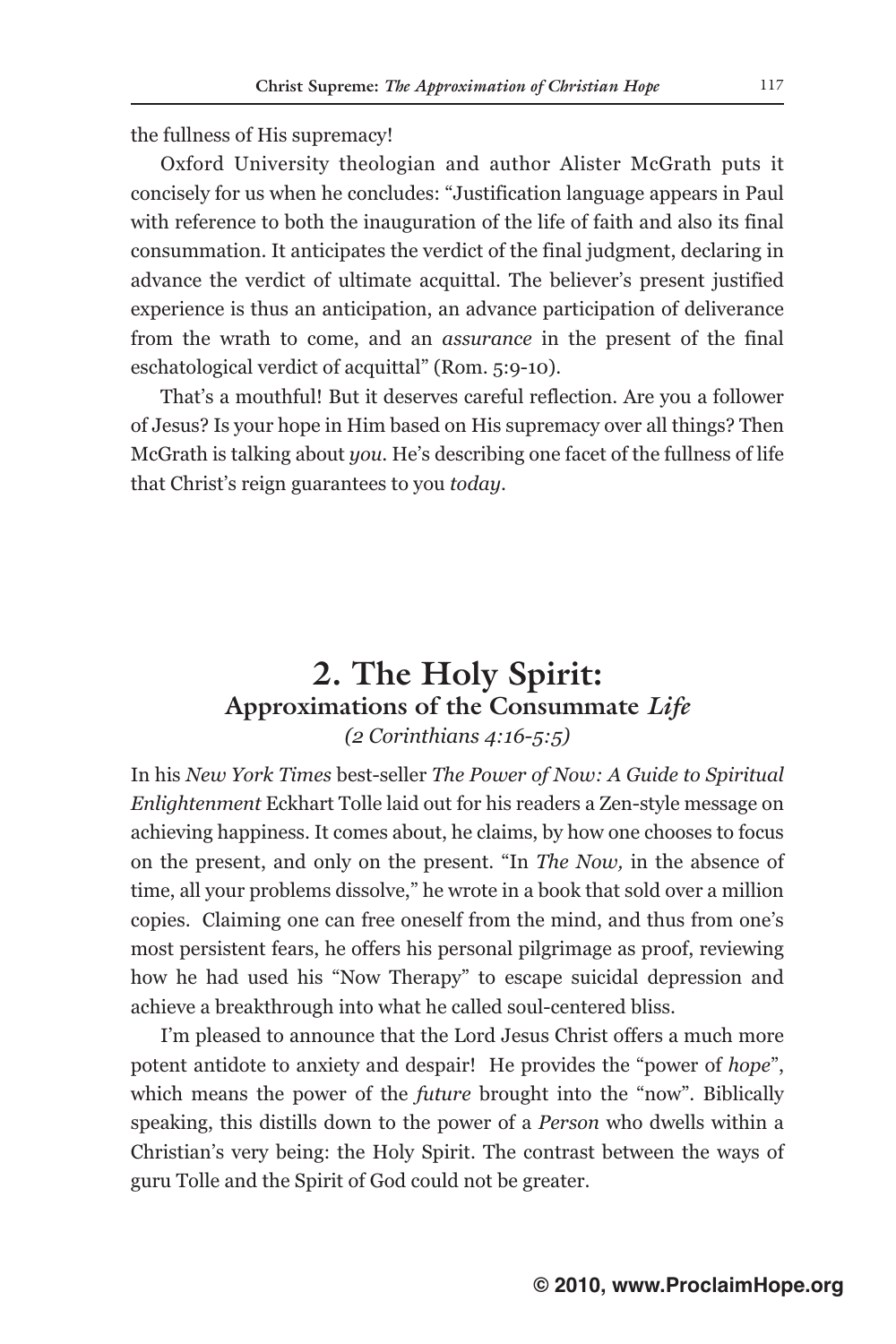the fullness of His supremacy!

Oxford University theologian and author Alister McGrath puts it concisely for us when he concludes: "Justification language appears in Paul with reference to both the inauguration of the life of faith and also its final consummation. It anticipates the verdict of the final judgment, declaring in advance the verdict of ultimate acquittal. The believer's present justified experience is thus an anticipation, an advance participation of deliverance from the wrath to come, and an *assurance* in the present of the final eschatological verdict of acquittal" (Rom. 5:9-10).

That's a mouthful! But it deserves careful reflection. Are you a follower of Jesus? Is your hope in Him based on His supremacy over all things? Then McGrath is talking about *you*. He's describing one facet of the fullness of life that Christ's reign guarantees to you *today*.

## 2. The Holy Spirit:
### Approximations of the Consummate *Life*
*(2 Corinthians 4:16-5:5)*

In his *New York Times* best-seller *The Power of Now: A Guide to Spiritual Enlightenment* Eckhart Tolle laid out for his readers a Zen-style message on achieving happiness. It comes about, he claims, by how one chooses to focus on the present, and only on the present. "In *The Now,* in the absence of time, all your problems dissolve," he wrote in a book that sold over a million copies. Claiming one can free oneself from the mind, and thus from one's most persistent fears, he offers his personal pilgrimage as proof, reviewing how he had used his "Now Therapy" to escape suicidal depression and achieve a breakthrough into what he called soul-centered bliss.

I'm pleased to announce that the Lord Jesus Christ offers a much more potent antidote to anxiety and despair! He provides the "power of *hope*", which means the power of the *future* brought into the "now". Biblically speaking, this distills down to the power of a *Person* who dwells within a Christian's very being: the Holy Spirit. The contrast between the ways of guru Tolle and the Spirit of God could not be greater.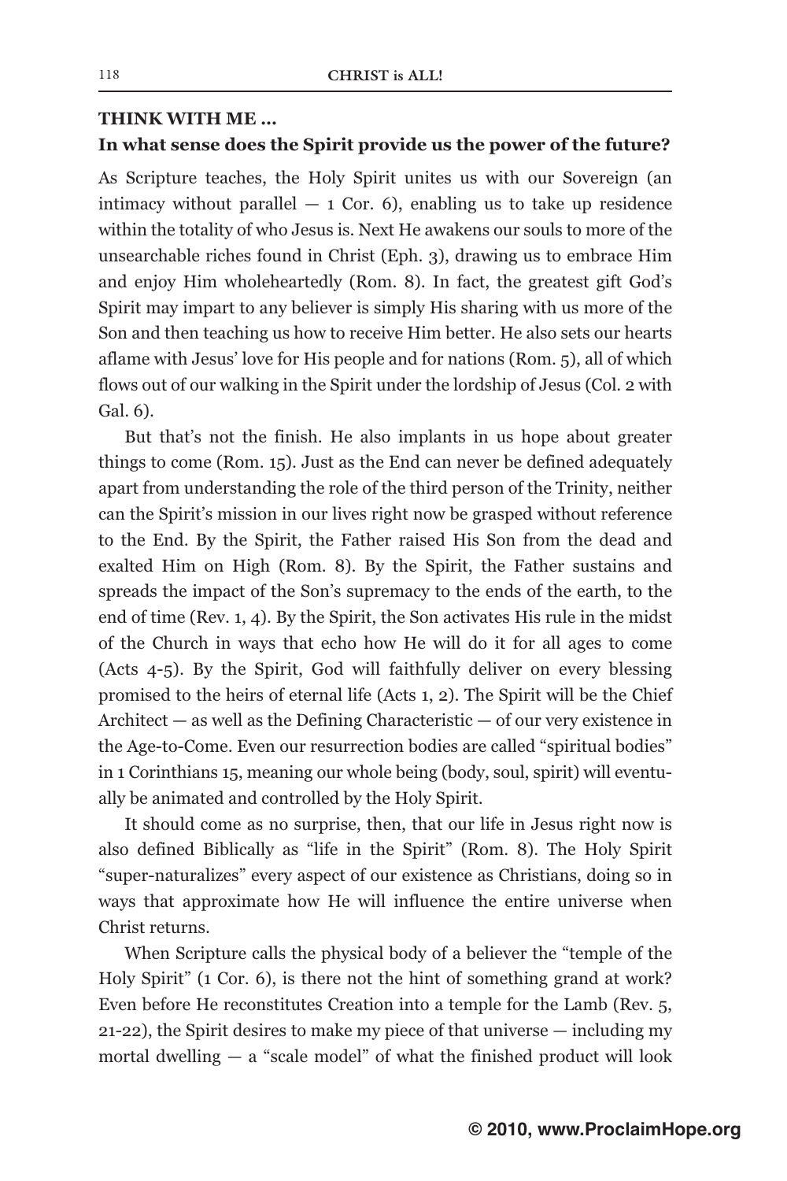**THINK WITH ME ...**

**In what sense does the Spirit provide us the power of the future?**

As Scripture teaches, the Holy Spirit unites us with our Sovereign (an intimacy without parallel — 1 Cor. 6), enabling us to take up residence within the totality of who Jesus is. Next He awakens our souls to more of the unsearchable riches found in Christ (Eph. 3), drawing us to embrace Him and enjoy Him wholeheartedly (Rom. 8). In fact, the greatest gift God's Spirit may impart to any believer is simply His sharing with us more of the Son and then teaching us how to receive Him better. He also sets our hearts aflame with Jesus' love for His people and for nations (Rom. 5), all of which flows out of our walking in the Spirit under the lordship of Jesus (Col. 2 with Gal. 6).

But that's not the finish. He also implants in us hope about greater things to come (Rom. 15). Just as the End can never be defined adequately apart from understanding the role of the third person of the Trinity, neither can the Spirit's mission in our lives right now be grasped without reference to the End. By the Spirit, the Father raised His Son from the dead and exalted Him on High (Rom. 8). By the Spirit, the Father sustains and spreads the impact of the Son's supremacy to the ends of the earth, to the end of time (Rev. 1, 4). By the Spirit, the Son activates His rule in the midst of the Church in ways that echo how He will do it for all ages to come (Acts 4-5). By the Spirit, God will faithfully deliver on every blessing promised to the heirs of eternal life (Acts 1, 2). The Spirit will be the Chief Architect — as well as the Defining Characteristic — of our very existence in the Age-to-Come. Even our resurrection bodies are called "spiritual bodies" in 1 Corinthians 15, meaning our whole being (body, soul, spirit) will eventually be animated and controlled by the Holy Spirit.

It should come as no surprise, then, that our life in Jesus right now is also defined Biblically as "life in the Spirit" (Rom. 8). The Holy Spirit "super-naturalizes" every aspect of our existence as Christians, doing so in ways that approximate how He will influence the entire universe when Christ returns.

When Scripture calls the physical body of a believer the "temple of the Holy Spirit" (1 Cor. 6), is there not the hint of something grand at work? Even before He reconstitutes Creation into a temple for the Lamb (Rev. 5, 21-22), the Spirit desires to make my piece of that universe — including my mortal dwelling — a "scale model" of what the finished product will look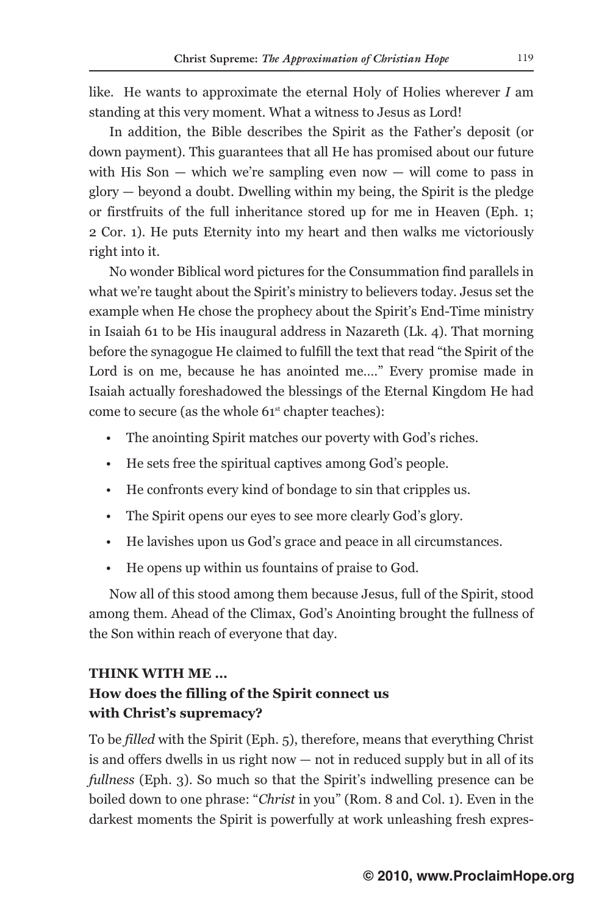like. He wants to approximate the eternal Holy of Holies wherever *I* am standing at this very moment. What a witness to Jesus as Lord!

In addition, the Bible describes the Spirit as the Father's deposit (or down payment). This guarantees that all He has promised about our future with His Son — which we're sampling even now — will come to pass in glory — beyond a doubt. Dwelling within my being, the Spirit is the pledge or firstfruits of the full inheritance stored up for me in Heaven (Eph. 1; 2 Cor. 1). He puts Eternity into my heart and then walks me victoriously right into it.

No wonder Biblical word pictures for the Consummation find parallels in what we're taught about the Spirit's ministry to believers today. Jesus set the example when He chose the prophecy about the Spirit's End-Time ministry in Isaiah 61 to be His inaugural address in Nazareth (Lk. 4). That morning before the synagogue He claimed to fulfill the text that read "the Spirit of the Lord is on me, because he has anointed me...." Every promise made in Isaiah actually foreshadowed the blessings of the Eternal Kingdom He had come to secure (as the whole 61st chapter teaches):

- The anointing Spirit matches our poverty with God's riches.
- He sets free the spiritual captives among God's people.
- He confronts every kind of bondage to sin that cripples us.
- The Spirit opens our eyes to see more clearly God's glory.
- He lavishes upon us God's grace and peace in all circumstances.
- He opens up within us fountains of praise to God.

Now all of this stood among them because Jesus, full of the Spirit, stood among them. Ahead of the Climax, God's Anointing brought the fullness of the Son within reach of everyone that day.

**THINK WITH ME ...**
**How does the filling of the Spirit connect us with Christ's supremacy?**

To be *filled* with the Spirit (Eph. 5), therefore, means that everything Christ is and offers dwells in us right now — not in reduced supply but in all of its *fullness* (Eph. 3). So much so that the Spirit's indwelling presence can be boiled down to one phrase: "*Christ* in you" (Rom. 8 and Col. 1). Even in the darkest moments the Spirit is powerfully at work unleashing fresh expres-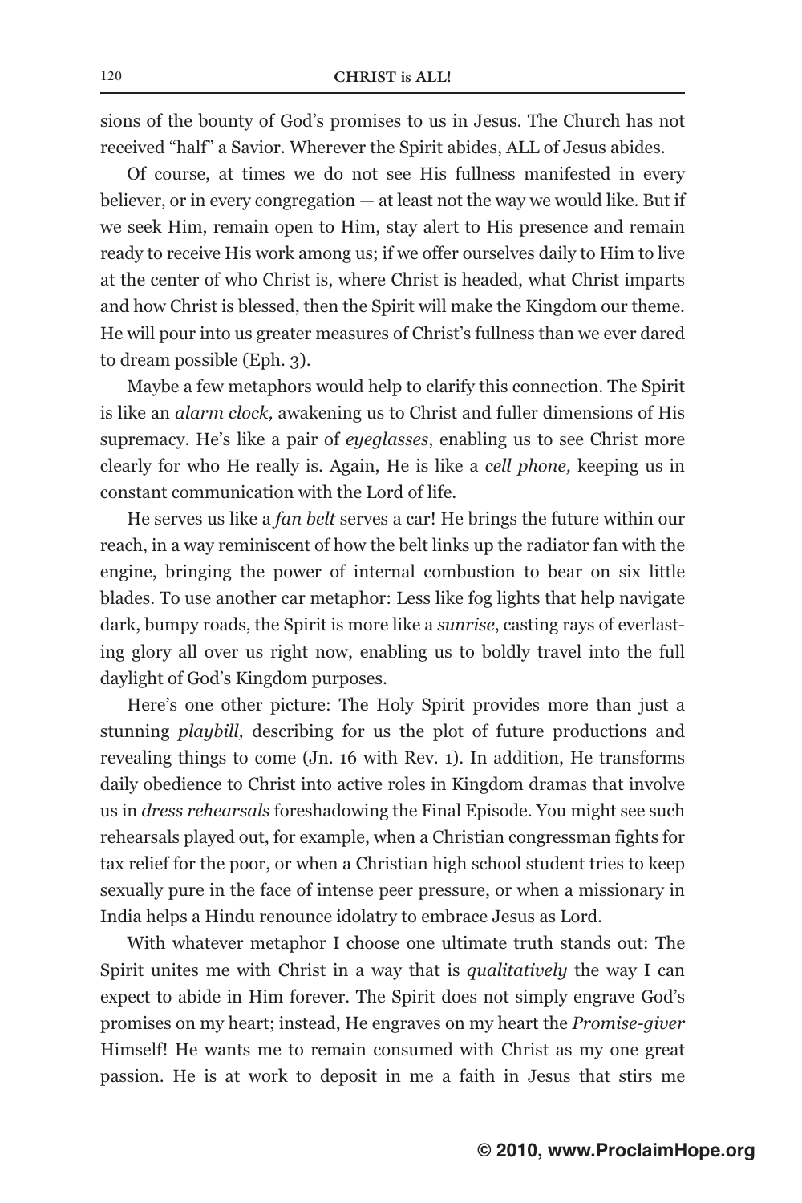sions of the bounty of God's promises to us in Jesus. The Church has not received "half" a Savior. Wherever the Spirit abides, ALL of Jesus abides.

Of course, at times we do not see His fullness manifested in every believer, or in every congregation — at least not the way we would like. But if we seek Him, remain open to Him, stay alert to His presence and remain ready to receive His work among us; if we offer ourselves daily to Him to live at the center of who Christ is, where Christ is headed, what Christ imparts and how Christ is blessed, then the Spirit will make the Kingdom our theme. He will pour into us greater measures of Christ's fullness than we ever dared to dream possible (Eph. 3).

Maybe a few metaphors would help to clarify this connection. The Spirit is like an *alarm clock,* awakening us to Christ and fuller dimensions of His supremacy. He's like a pair of *eyeglasses*, enabling us to see Christ more clearly for who He really is. Again, He is like a *cell phone,* keeping us in constant communication with the Lord of life.

He serves us like a *fan belt* serves a car! He brings the future within our reach, in a way reminiscent of how the belt links up the radiator fan with the engine, bringing the power of internal combustion to bear on six little blades. To use another car metaphor: Less like fog lights that help navigate dark, bumpy roads, the Spirit is more like a *sunrise*, casting rays of everlasting glory all over us right now, enabling us to boldly travel into the full daylight of God's Kingdom purposes.

Here's one other picture: The Holy Spirit provides more than just a stunning *playbill,* describing for us the plot of future productions and revealing things to come (Jn. 16 with Rev. 1). In addition, He transforms daily obedience to Christ into active roles in Kingdom dramas that involve us in *dress rehearsals* foreshadowing the Final Episode. You might see such rehearsals played out, for example, when a Christian congressman fights for tax relief for the poor, or when a Christian high school student tries to keep sexually pure in the face of intense peer pressure, or when a missionary in India helps a Hindu renounce idolatry to embrace Jesus as Lord.

With whatever metaphor I choose one ultimate truth stands out: The Spirit unites me with Christ in a way that is *qualitatively* the way I can expect to abide in Him forever. The Spirit does not simply engrave God's promises on my heart; instead, He engraves on my heart the *Promise-giver* Himself! He wants me to remain consumed with Christ as my one great passion. He is at work to deposit in me a faith in Jesus that stirs me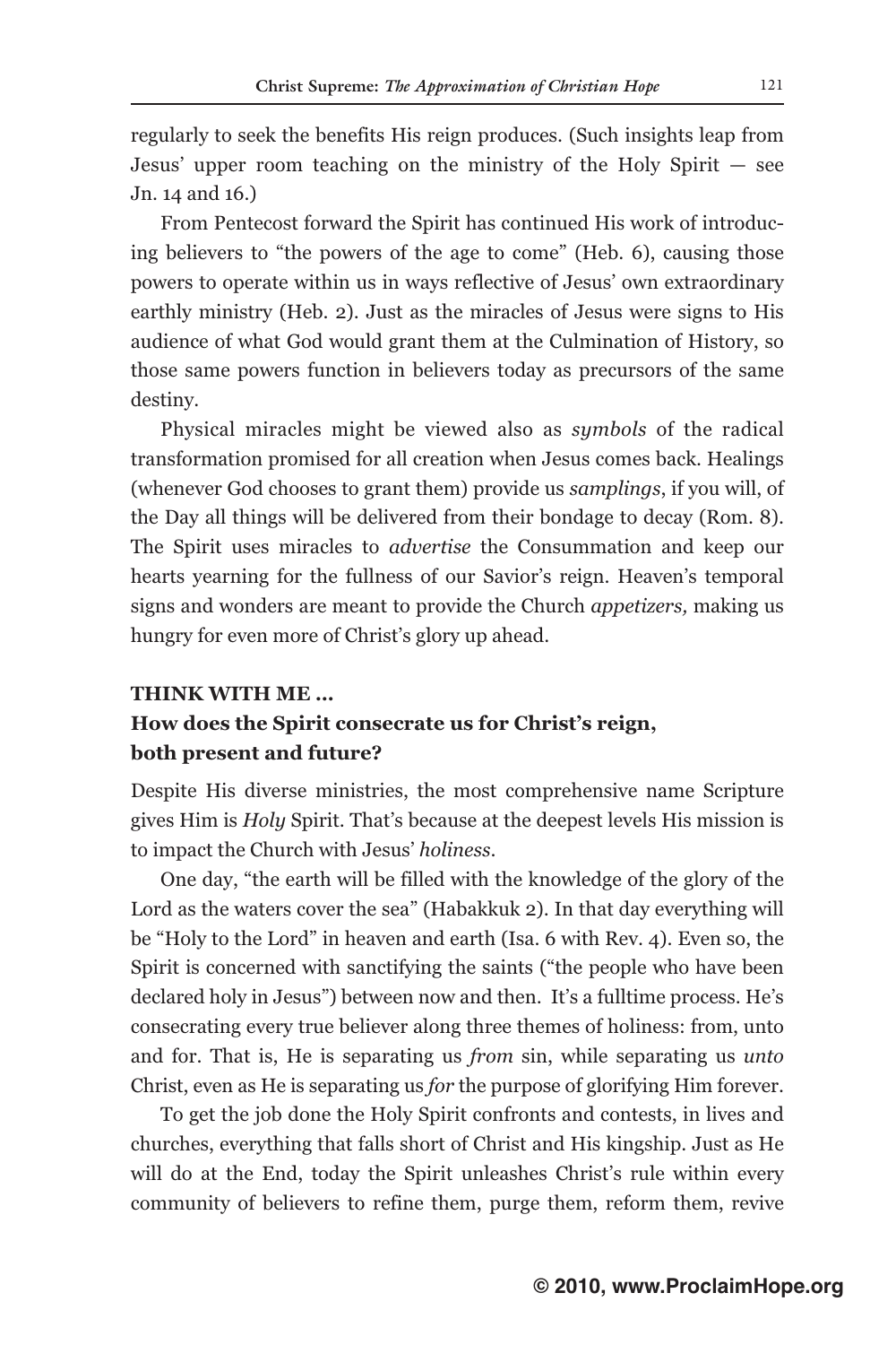regularly to seek the benefits His reign produces. (Such insights leap from Jesus' upper room teaching on the ministry of the Holy Spirit — see Jn. 14 and 16.)

From Pentecost forward the Spirit has continued His work of introducing believers to "the powers of the age to come" (Heb. 6), causing those powers to operate within us in ways reflective of Jesus' own extraordinary earthly ministry (Heb. 2). Just as the miracles of Jesus were signs to His audience of what God would grant them at the Culmination of History, so those same powers function in believers today as precursors of the same destiny.

Physical miracles might be viewed also as *symbols* of the radical transformation promised for all creation when Jesus comes back. Healings (whenever God chooses to grant them) provide us *samplings*, if you will, of the Day all things will be delivered from their bondage to decay (Rom. 8). The Spirit uses miracles to *advertise* the Consummation and keep our hearts yearning for the fullness of our Savior's reign. Heaven's temporal signs and wonders are meant to provide the Church *appetizers,* making us hungry for even more of Christ's glory up ahead.

**THINK WITH ME ...**

**How does the Spirit consecrate us for Christ's reign, both present and future?**

Despite His diverse ministries, the most comprehensive name Scripture gives Him is *Holy* Spirit. That's because at the deepest levels His mission is to impact the Church with Jesus' *holiness*.

One day, "the earth will be filled with the knowledge of the glory of the Lord as the waters cover the sea" (Habakkuk 2). In that day everything will be "Holy to the Lord" in heaven and earth (Isa. 6 with Rev. 4). Even so, the Spirit is concerned with sanctifying the saints ("the people who have been declared holy in Jesus") between now and then. It's a fulltime process. He's consecrating every true believer along three themes of holiness: from, unto and for. That is, He is separating us *from* sin, while separating us *unto* Christ, even as He is separating us *for* the purpose of glorifying Him forever.

To get the job done the Holy Spirit confronts and contests, in lives and churches, everything that falls short of Christ and His kingship. Just as He will do at the End, today the Spirit unleashes Christ's rule within every community of believers to refine them, purge them, reform them, revive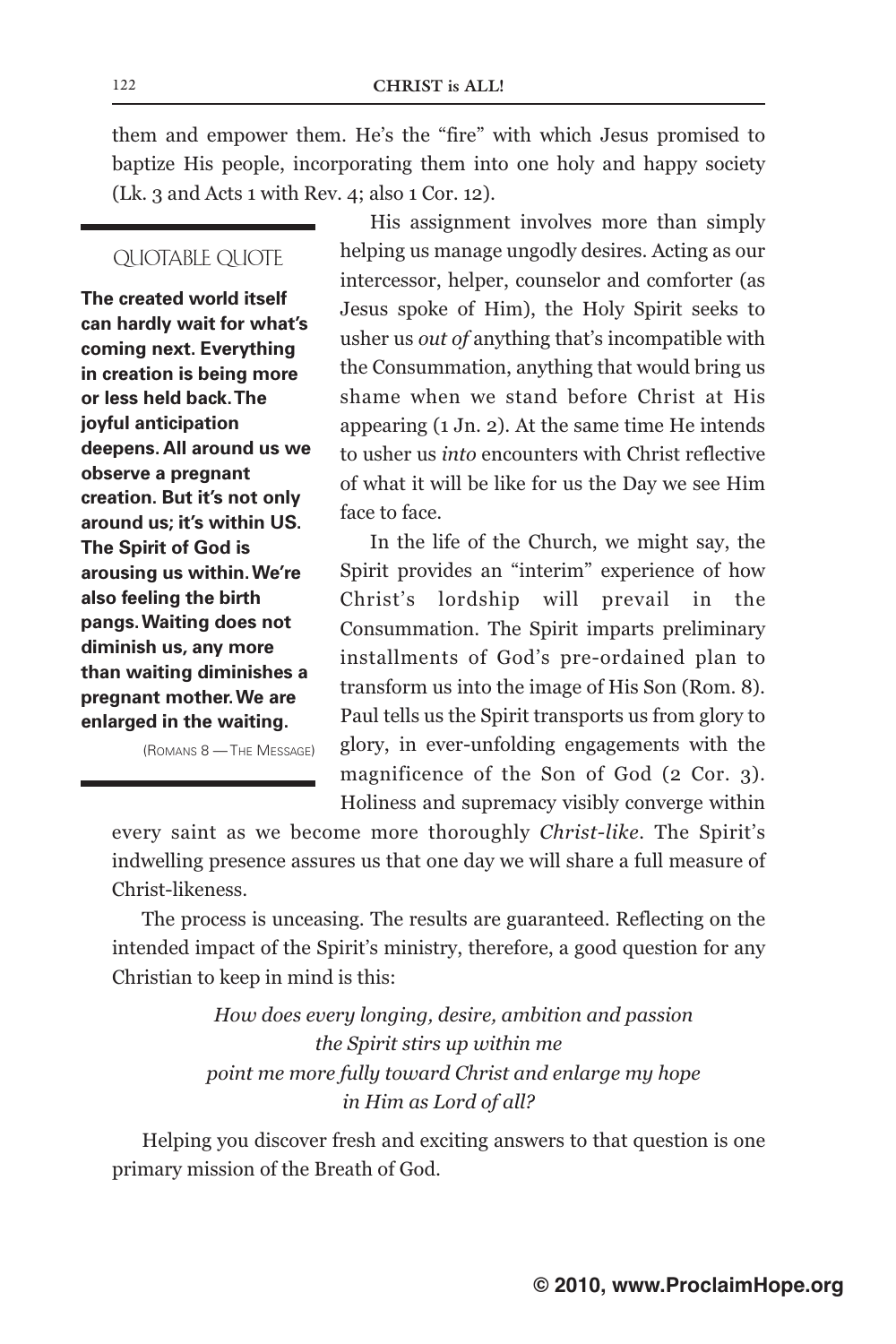them and empower them. He's the "fire" with which Jesus promised to baptize His people, incorporating them into one holy and happy society (Lk. 3 and Acts 1 with Rev. 4; also 1 Cor. 12).

His assignment involves more than simply helping us manage ungodly desires. Acting as our intercessor, helper, counselor and comforter (as Jesus spoke of Him), the Holy Spirit seeks to usher us *out of* anything that's incompatible with the Consummation, anything that would bring us shame when we stand before Christ at His appearing (1 Jn. 2). At the same time He intends to usher us *into* encounters with Christ reflective of what it will be like for us the Day we see Him face to face.

In the life of the Church, we might say, the Spirit provides an "interim" experience of how Christ's lordship will prevail in the Consummation. The Spirit imparts preliminary installments of God's pre-ordained plan to transform us into the image of His Son (Rom. 8). Paul tells us the Spirit transports us from glory to glory, in ever-unfolding engagements with the magnificence of the Son of God (2 Cor. 3). Holiness and supremacy visibly converge within every saint as we become more thoroughly *Christ-like*. The Spirit's indwelling presence assures us that one day we will share a full measure of Christ-likeness.

> QUOTABLE QUOTE
>
> **The created world itself can hardly wait for what's coming next. Everything in creation is being more or less held back. The joyful anticipation deepens. All around us we observe a pregnant creation. But it's not only around us; it's within US. The Spirit of God is arousing us within. We're also feeling the birth pangs. Waiting does not diminish us, any more than waiting diminishes a pregnant mother. We are enlarged in the waiting.**
>
> (ROMANS 8 — THE MESSAGE)

The process is unceasing. The results are guaranteed. Reflecting on the intended impact of the Spirit's ministry, therefore, a good question for any Christian to keep in mind is this:

*How does every longing, desire, ambition and passion the Spirit stirs up within me point me more fully toward Christ and enlarge my hope in Him as Lord of all?*

Helping you discover fresh and exciting answers to that question is one primary mission of the Breath of God.

© 2010, www.ProclaimHope.org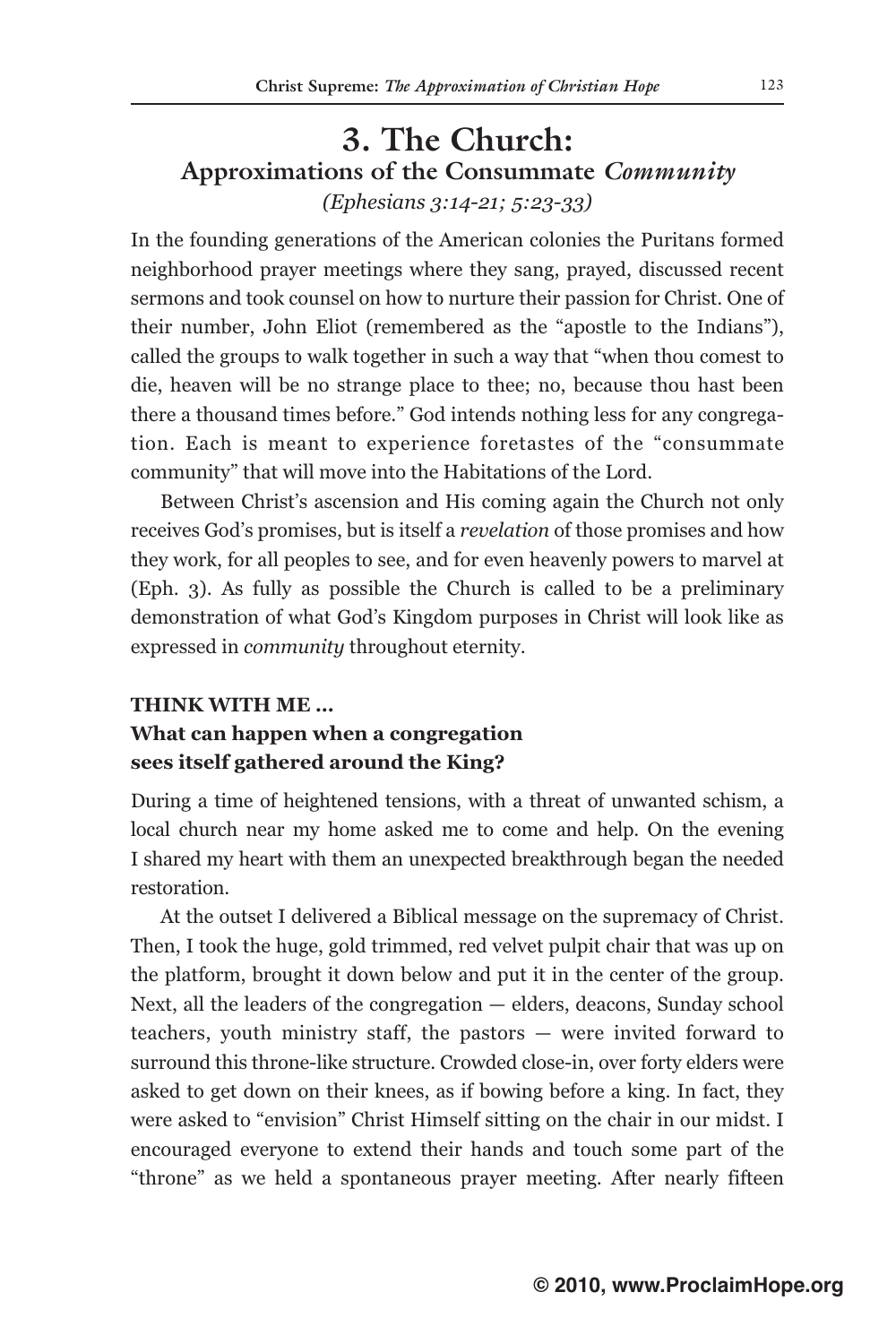# 3. The Church:
## Approximations of the Consummate *Community*
*(Ephesians 3:14-21; 5:23-33)*

In the founding generations of the American colonies the Puritans formed neighborhood prayer meetings where they sang, prayed, discussed recent sermons and took counsel on how to nurture their passion for Christ. One of their number, John Eliot (remembered as the "apostle to the Indians"), called the groups to walk together in such a way that "when thou comest to die, heaven will be no strange place to thee; no, because thou hast been there a thousand times before." God intends nothing less for any congregation. Each is meant to experience foretastes of the "consummate community" that will move into the Habitations of the Lord.

Between Christ's ascension and His coming again the Church not only receives God's promises, but is itself a *revelation* of those promises and how they work, for all peoples to see, and for even heavenly powers to marvel at (Eph. 3). As fully as possible the Church is called to be a preliminary demonstration of what God's Kingdom purposes in Christ will look like as expressed in *community* throughout eternity.

**THINK WITH ME ...**

**What can happen when a congregation sees itself gathered around the King?**

During a time of heightened tensions, with a threat of unwanted schism, a local church near my home asked me to come and help. On the evening I shared my heart with them an unexpected breakthrough began the needed restoration.

At the outset I delivered a Biblical message on the supremacy of Christ. Then, I took the huge, gold trimmed, red velvet pulpit chair that was up on the platform, brought it down below and put it in the center of the group. Next, all the leaders of the congregation — elders, deacons, Sunday school teachers, youth ministry staff, the pastors — were invited forward to surround this throne-like structure. Crowded close-in, over forty elders were asked to get down on their knees, as if bowing before a king. In fact, they were asked to "envision" Christ Himself sitting on the chair in our midst. I encouraged everyone to extend their hands and touch some part of the "throne" as we held a spontaneous prayer meeting. After nearly fifteen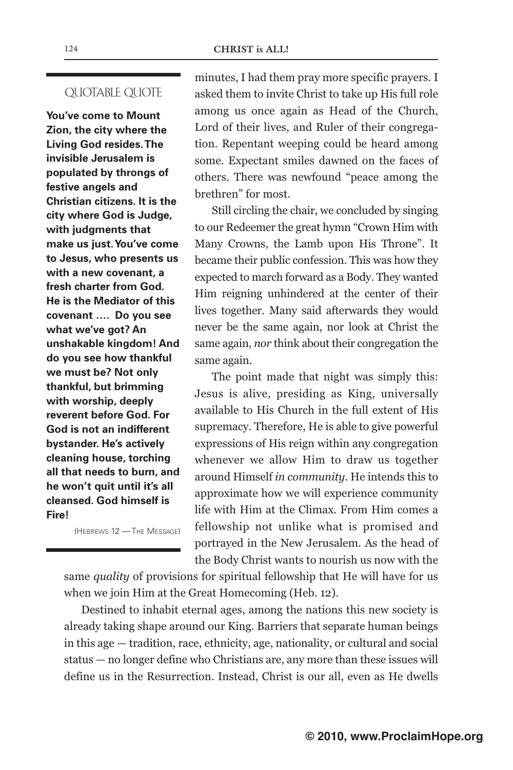minutes, I had them pray more specific prayers. I asked them to invite Christ to take up His full role among us once again as Head of the Church, Lord of their lives, and Ruler of their congregation. Repentant weeping could be heard among some. Expectant smiles dawned on the faces of others. There was newfound "peace among the brethren" for most.

Still circling the chair, we concluded by singing to our Redeemer the great hymn "Crown Him with Many Crowns, the Lamb upon His Throne". It became their public confession. This was how they expected to march forward as a Body. They wanted Him reigning unhindered at the center of their lives together. Many said afterwards they would never be the same again, nor look at Christ the same again, *nor* think about their congregation the same again.

The point made that night was simply this: Jesus is alive, presiding as King, universally available to His Church in the full extent of His supremacy. Therefore, He is able to give powerful expressions of His reign within any congregation whenever we allow Him to draw us together around Himself *in community*. He intends this to approximate how we will experience community life with Him at the Climax. From Him comes a fellowship not unlike what is promised and portrayed in the New Jerusalem. As the head of the Body Christ wants to nourish us now with the same *quality* of provisions for spiritual fellowship that He will have for us when we join Him at the Great Homecoming (Heb. 12).

Destined to inhabit eternal ages, among the nations this new society is already taking shape around our King. Barriers that separate human beings in this age — tradition, race, ethnicity, age, nationality, or cultural and social status — no longer define who Christians are, any more than these issues will define us in the Resurrection. Instead, Christ is our all, even as He dwells

---

### QUOTABLE QUOTE

**You've come to Mount Zion, the city where the Living God resides. The invisible Jerusalem is populated by throngs of festive angels and Christian citizens. It is the city where God is Judge, with judgments that make us just. You've come to Jesus, who presents us with a new covenant, a fresh charter from God. He is the Mediator of this covenant .... Do you see what we've got? An unshakable kingdom! And do you see how thankful we must be? Not only thankful, but brimming with worship, deeply reverent before God. For God is not an indifferent bystander. He's actively cleaning house, torching all that needs to burn, and he won't quit until it's all cleansed. God himself is Fire!**

(HEBREWS 12 — THE MESSAGE)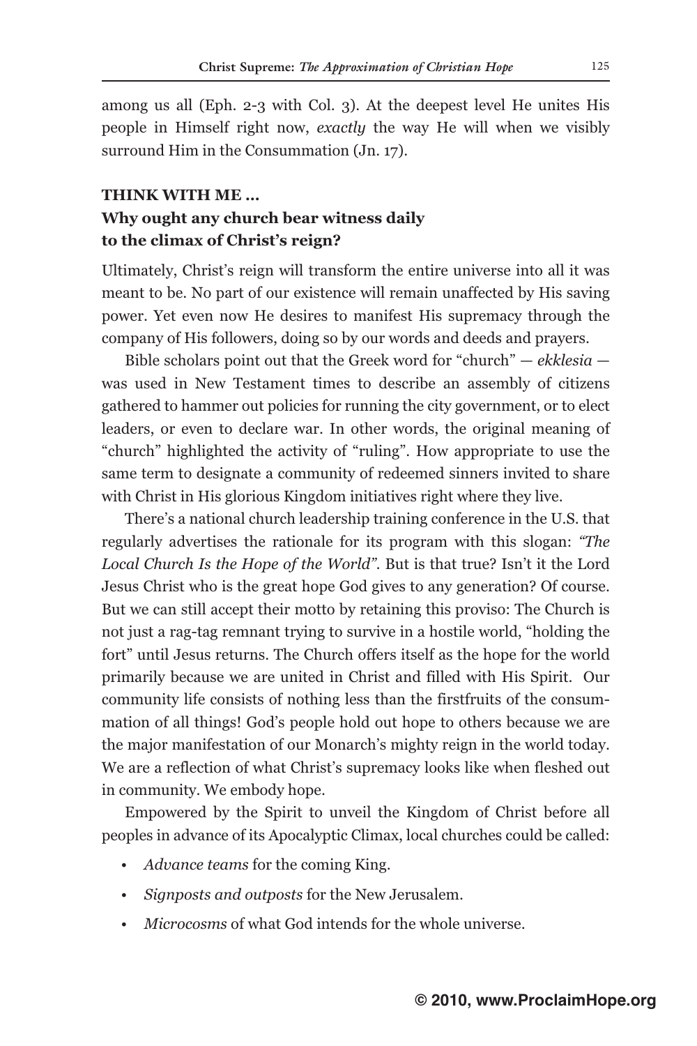among us all (Eph. 2-3 with Col. 3). At the deepest level He unites His people in Himself right now, *exactly* the way He will when we visibly surround Him in the Consummation (Jn. 17).

**THINK WITH ME …**
**Why ought any church bear witness daily to the climax of Christ's reign?**

Ultimately, Christ's reign will transform the entire universe into all it was meant to be. No part of our existence will remain unaffected by His saving power. Yet even now He desires to manifest His supremacy through the company of His followers, doing so by our words and deeds and prayers.

Bible scholars point out that the Greek word for "church" — *ekklesia* — was used in New Testament times to describe an assembly of citizens gathered to hammer out policies for running the city government, or to elect leaders, or even to declare war. In other words, the original meaning of "church" highlighted the activity of "ruling". How appropriate to use the same term to designate a community of redeemed sinners invited to share with Christ in His glorious Kingdom initiatives right where they live.

There's a national church leadership training conference in the U.S. that regularly advertises the rationale for its program with this slogan: *"The Local Church Is the Hope of the World"*. But is that true? Isn't it the Lord Jesus Christ who is the great hope God gives to any generation? Of course. But we can still accept their motto by retaining this proviso: The Church is not just a rag-tag remnant trying to survive in a hostile world, "holding the fort" until Jesus returns. The Church offers itself as the hope for the world primarily because we are united in Christ and filled with His Spirit. Our community life consists of nothing less than the firstfruits of the consummation of all things! God's people hold out hope to others because we are the major manifestation of our Monarch's mighty reign in the world today. We are a reflection of what Christ's supremacy looks like when fleshed out in community. We embody hope.

Empowered by the Spirit to unveil the Kingdom of Christ before all peoples in advance of its Apocalyptic Climax, local churches could be called:

- *Advance teams* for the coming King.
- *Signposts and outposts* for the New Jerusalem.
- *Microcosms* of what God intends for the whole universe.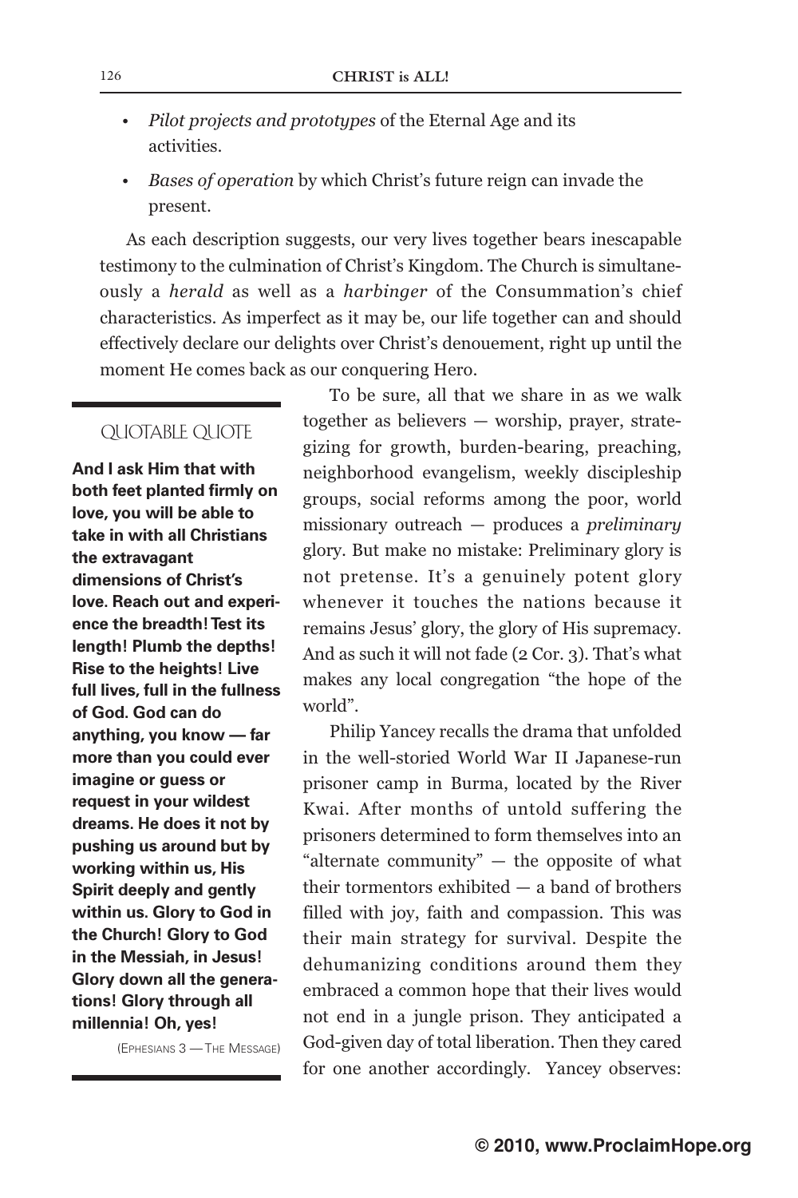- *Pilot projects and prototypes* of the Eternal Age and its activities.
- *Bases of operation* by which Christ's future reign can invade the present.

As each description suggests, our very lives together bears inescapable testimony to the culmination of Christ's Kingdom. The Church is simultaneously a *herald* as well as a *harbinger* of the Consummation's chief characteristics. As imperfect as it may be, our life together can and should effectively declare our delights over Christ's denouement, right up until the moment He comes back as our conquering Hero.

> QUOTABLE QUOTE
>
> **And I ask Him that with both feet planted firmly on love, you will be able to take in with all Christians the extravagant dimensions of Christ's love. Reach out and experience the breadth! Test its length! Plumb the depths! Rise to the heights! Live full lives, full in the fullness of God. God can do anything, you know — far more than you could ever imagine or guess or request in your wildest dreams. He does it not by pushing us around but by working within us, His Spirit deeply and gently within us. Glory to God in the Church! Glory to God in the Messiah, in Jesus! Glory down all the generations! Glory through all millennia! Oh, yes!**
>
> (Ephesians 3 — The Message)

To be sure, all that we share in as we walk together as believers — worship, prayer, strategizing for growth, burden-bearing, preaching, neighborhood evangelism, weekly discipleship groups, social reforms among the poor, world missionary outreach — produces a *preliminary* glory. But make no mistake: Preliminary glory is not pretense. It's a genuinely potent glory whenever it touches the nations because it remains Jesus' glory, the glory of His supremacy. And as such it will not fade (2 Cor. 3). That's what makes any local congregation "the hope of the world".

Philip Yancey recalls the drama that unfolded in the well-storied World War II Japanese-run prisoner camp in Burma, located by the River Kwai. After months of untold suffering the prisoners determined to form themselves into an "alternate community" — the opposite of what their tormentors exhibited — a band of brothers filled with joy, faith and compassion. This was their main strategy for survival. Despite the dehumanizing conditions around them they embraced a common hope that their lives would not end in a jungle prison. They anticipated a God-given day of total liberation. Then they cared for one another accordingly. Yancey observes: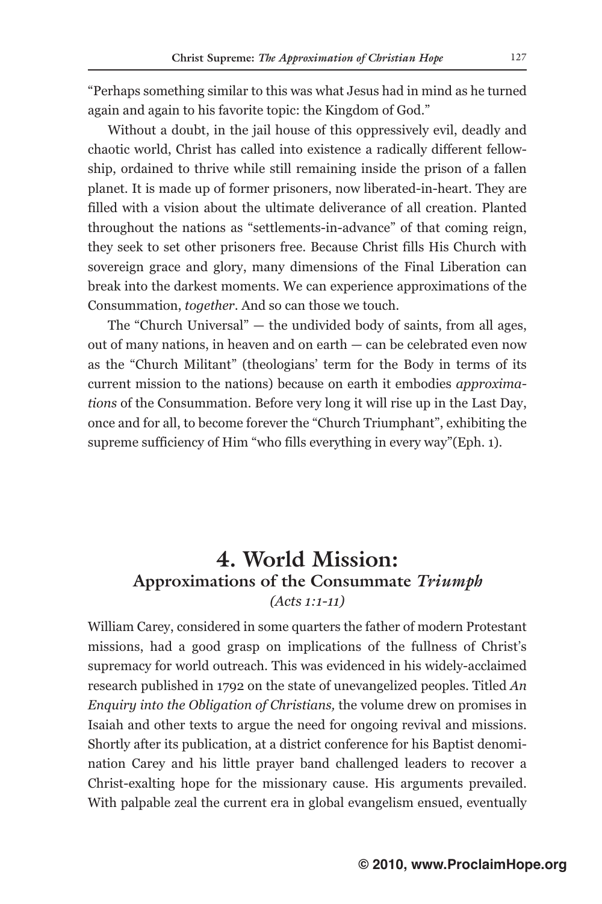"Perhaps something similar to this was what Jesus had in mind as he turned again and again to his favorite topic: the Kingdom of God."

Without a doubt, in the jail house of this oppressively evil, deadly and chaotic world, Christ has called into existence a radically different fellowship, ordained to thrive while still remaining inside the prison of a fallen planet. It is made up of former prisoners, now liberated-in-heart. They are filled with a vision about the ultimate deliverance of all creation. Planted throughout the nations as "settlements-in-advance" of that coming reign, they seek to set other prisoners free. Because Christ fills His Church with sovereign grace and glory, many dimensions of the Final Liberation can break into the darkest moments. We can experience approximations of the Consummation, *together*. And so can those we touch.

The "Church Universal" — the undivided body of saints, from all ages, out of many nations, in heaven and on earth — can be celebrated even now as the "Church Militant" (theologians' term for the Body in terms of its current mission to the nations) because on earth it embodies *approximations* of the Consummation. Before very long it will rise up in the Last Day, once and for all, to become forever the "Church Triumphant", exhibiting the supreme sufficiency of Him "who fills everything in every way"(Eph. 1).

## 4. World Mission:
### Approximations of the Consummate *Triumph*
*(Acts 1:1-11)*

William Carey, considered in some quarters the father of modern Protestant missions, had a good grasp on implications of the fullness of Christ's supremacy for world outreach. This was evidenced in his widely-acclaimed research published in 1792 on the state of unevangelized peoples. Titled *An Enquiry into the Obligation of Christians,* the volume drew on promises in Isaiah and other texts to argue the need for ongoing revival and missions. Shortly after its publication, at a district conference for his Baptist denomination Carey and his little prayer band challenged leaders to recover a Christ-exalting hope for the missionary cause. His arguments prevailed. With palpable zeal the current era in global evangelism ensued, eventually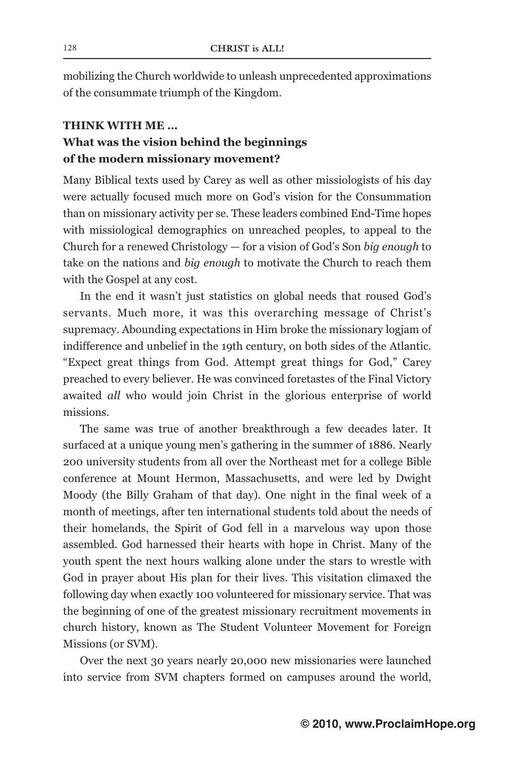mobilizing the Church worldwide to unleash unprecedented approximations of the consummate triumph of the Kingdom.

**THINK WITH ME …**
**What was the vision behind the beginnings of the modern missionary movement?**

Many Biblical texts used by Carey as well as other missiologists of his day were actually focused much more on God's vision for the Consummation than on missionary activity per se. These leaders combined End-Time hopes with missiological demographics on unreached peoples, to appeal to the Church for a renewed Christology — for a vision of God's Son *big enough* to take on the nations and *big enough* to motivate the Church to reach them with the Gospel at any cost.

In the end it wasn't just statistics on global needs that roused God's servants. Much more, it was this overarching message of Christ's supremacy. Abounding expectations in Him broke the missionary logjam of indifference and unbelief in the 19th century, on both sides of the Atlantic. "Expect great things from God. Attempt great things for God," Carey preached to every believer. He was convinced foretastes of the Final Victory awaited *all* who would join Christ in the glorious enterprise of world missions.

The same was true of another breakthrough a few decades later. It surfaced at a unique young men's gathering in the summer of 1886. Nearly 200 university students from all over the Northeast met for a college Bible conference at Mount Hermon, Massachusetts, and were led by Dwight Moody (the Billy Graham of that day). One night in the final week of a month of meetings, after ten international students told about the needs of their homelands, the Spirit of God fell in a marvelous way upon those assembled. God harnessed their hearts with hope in Christ. Many of the youth spent the next hours walking alone under the stars to wrestle with God in prayer about His plan for their lives. This visitation climaxed the following day when exactly 100 volunteered for missionary service. That was the beginning of one of the greatest missionary recruitment movements in church history, known as The Student Volunteer Movement for Foreign Missions (or SVM).

Over the next 30 years nearly 20,000 new missionaries were launched into service from SVM chapters formed on campuses around the world,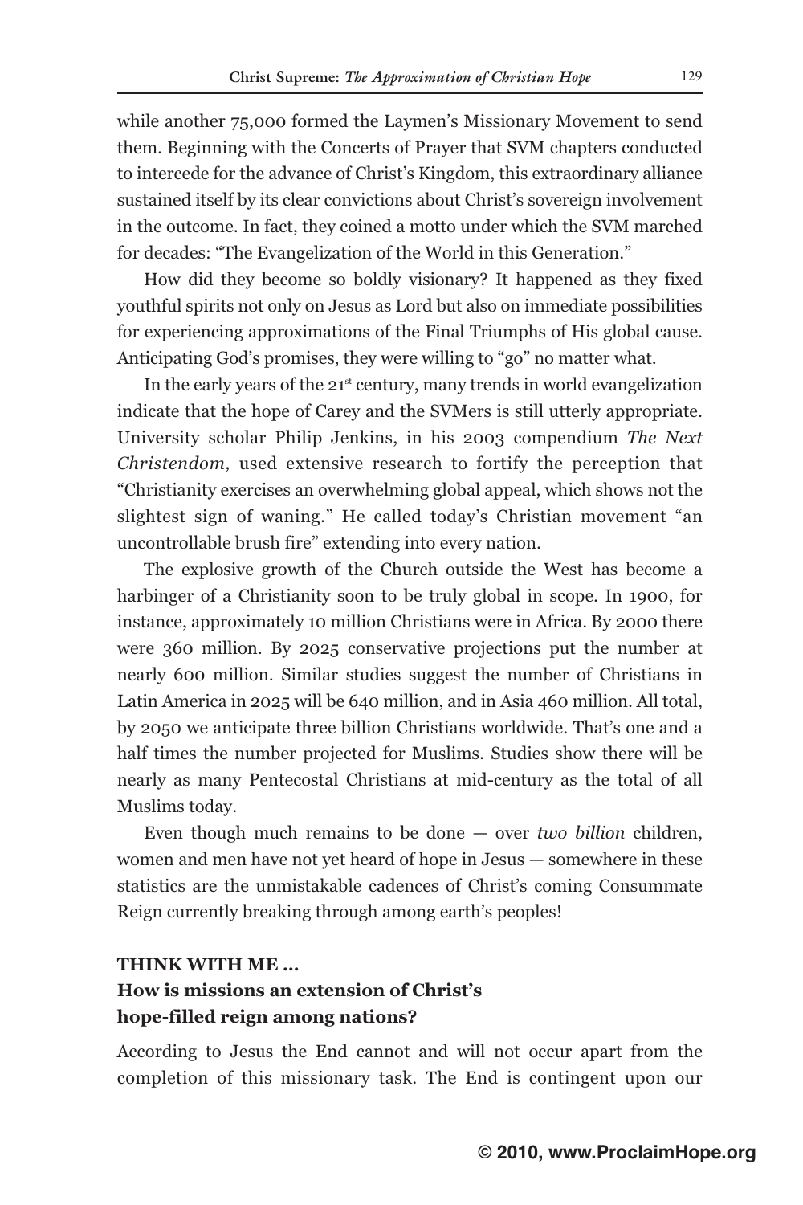while another 75,000 formed the Laymen's Missionary Movement to send them. Beginning with the Concerts of Prayer that SVM chapters conducted to intercede for the advance of Christ's Kingdom, this extraordinary alliance sustained itself by its clear convictions about Christ's sovereign involvement in the outcome. In fact, they coined a motto under which the SVM marched for decades: "The Evangelization of the World in this Generation."

How did they become so boldly visionary? It happened as they fixed youthful spirits not only on Jesus as Lord but also on immediate possibilities for experiencing approximations of the Final Triumphs of His global cause. Anticipating God's promises, they were willing to "go" no matter what.

In the early years of the 21st century, many trends in world evangelization indicate that the hope of Carey and the SVMers is still utterly appropriate. University scholar Philip Jenkins, in his 2003 compendium *The Next Christendom,* used extensive research to fortify the perception that "Christianity exercises an overwhelming global appeal, which shows not the slightest sign of waning." He called today's Christian movement "an uncontrollable brush fire" extending into every nation.

The explosive growth of the Church outside the West has become a harbinger of a Christianity soon to be truly global in scope. In 1900, for instance, approximately 10 million Christians were in Africa. By 2000 there were 360 million. By 2025 conservative projections put the number at nearly 600 million. Similar studies suggest the number of Christians in Latin America in 2025 will be 640 million, and in Asia 460 million. All total, by 2050 we anticipate three billion Christians worldwide. That's one and a half times the number projected for Muslims. Studies show there will be nearly as many Pentecostal Christians at mid-century as the total of all Muslims today.

Even though much remains to be done — over *two billion* children, women and men have not yet heard of hope in Jesus — somewhere in these statistics are the unmistakable cadences of Christ's coming Consummate Reign currently breaking through among earth's peoples!

**THINK WITH ME ...**
**How is missions an extension of Christ's hope-filled reign among nations?**

According to Jesus the End cannot and will not occur apart from the completion of this missionary task. The End is contingent upon our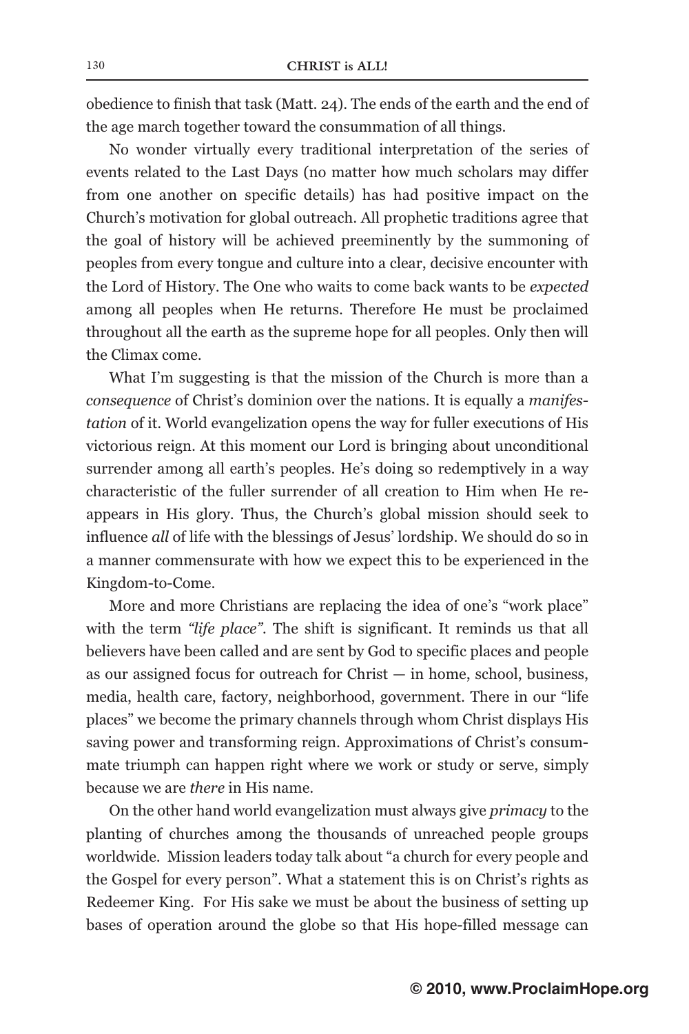obedience to finish that task (Matt. 24). The ends of the earth and the end of the age march together toward the consummation of all things.

No wonder virtually every traditional interpretation of the series of events related to the Last Days (no matter how much scholars may differ from one another on specific details) has had positive impact on the Church's motivation for global outreach. All prophetic traditions agree that the goal of history will be achieved preeminently by the summoning of peoples from every tongue and culture into a clear, decisive encounter with the Lord of History. The One who waits to come back wants to be *expected* among all peoples when He returns. Therefore He must be proclaimed throughout all the earth as the supreme hope for all peoples. Only then will the Climax come.

What I'm suggesting is that the mission of the Church is more than a *consequence* of Christ's dominion over the nations. It is equally a *manifestation* of it. World evangelization opens the way for fuller executions of His victorious reign. At this moment our Lord is bringing about unconditional surrender among all earth's peoples. He's doing so redemptively in a way characteristic of the fuller surrender of all creation to Him when He reappears in His glory. Thus, the Church's global mission should seek to influence *all* of life with the blessings of Jesus' lordship. We should do so in a manner commensurate with how we expect this to be experienced in the Kingdom-to-Come.

More and more Christians are replacing the idea of one's "work place" with the term *"life place"*. The shift is significant. It reminds us that all believers have been called and are sent by God to specific places and people as our assigned focus for outreach for Christ — in home, school, business, media, health care, factory, neighborhood, government. There in our "life places" we become the primary channels through whom Christ displays His saving power and transforming reign. Approximations of Christ's consummate triumph can happen right where we work or study or serve, simply because we are *there* in His name.

On the other hand world evangelization must always give *primacy* to the planting of churches among the thousands of unreached people groups worldwide. Mission leaders today talk about "a church for every people and the Gospel for every person". What a statement this is on Christ's rights as Redeemer King. For His sake we must be about the business of setting up bases of operation around the globe so that His hope-filled message can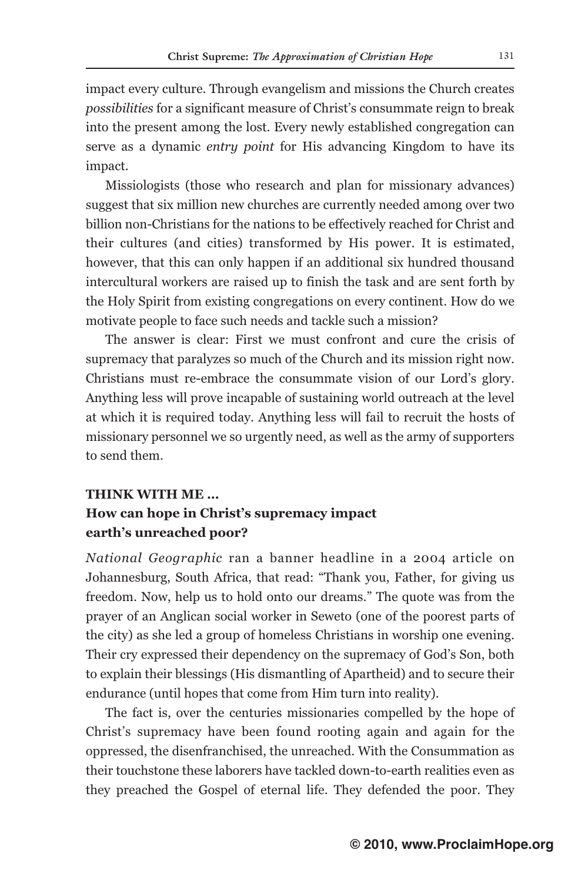impact every culture. Through evangelism and missions the Church creates *possibilities* for a significant measure of Christ's consummate reign to break into the present among the lost. Every newly established congregation can serve as a dynamic *entry point* for His advancing Kingdom to have its impact.

Missiologists (those who research and plan for missionary advances) suggest that six million new churches are currently needed among over two billion non-Christians for the nations to be effectively reached for Christ and their cultures (and cities) transformed by His power. It is estimated, however, that this can only happen if an additional six hundred thousand intercultural workers are raised up to finish the task and are sent forth by the Holy Spirit from existing congregations on every continent. How do we motivate people to face such needs and tackle such a mission?

The answer is clear: First we must confront and cure the crisis of supremacy that paralyzes so much of the Church and its mission right now. Christians must re-embrace the consummate vision of our Lord's glory. Anything less will prove incapable of sustaining world outreach at the level at which it is required today. Anything less will fail to recruit the hosts of missionary personnel we so urgently need, as well as the army of supporters to send them.

### THINK WITH ME ...
### How can hope in Christ's supremacy impact earth's unreached poor?

*National Geographic* ran a banner headline in a 2004 article on Johannesburg, South Africa, that read: "Thank you, Father, for giving us freedom. Now, help us to hold onto our dreams." The quote was from the prayer of an Anglican social worker in Seweto (one of the poorest parts of the city) as she led a group of homeless Christians in worship one evening. Their cry expressed their dependency on the supremacy of God's Son, both to explain their blessings (His dismantling of Apartheid) and to secure their endurance (until hopes that come from Him turn into reality).

The fact is, over the centuries missionaries compelled by the hope of Christ's supremacy have been found rooting again and again for the oppressed, the disenfranchised, the unreached. With the Consummation as their touchstone these laborers have tackled down-to-earth realities even as they preached the Gospel of eternal life. They defended the poor. They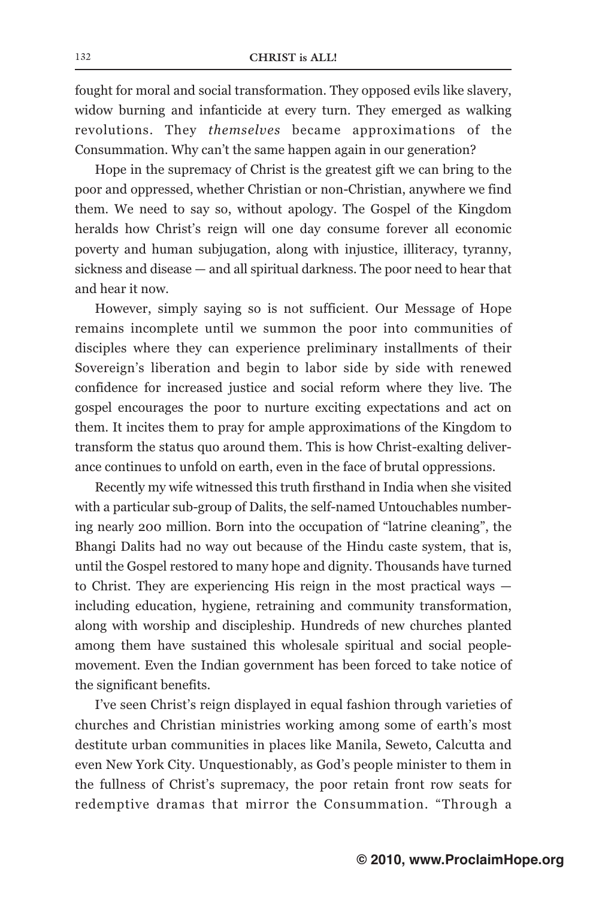fought for moral and social transformation. They opposed evils like slavery, widow burning and infanticide at every turn. They emerged as walking revolutions. They *themselves* became approximations of the Consummation. Why can't the same happen again in our generation?

Hope in the supremacy of Christ is the greatest gift we can bring to the poor and oppressed, whether Christian or non-Christian, anywhere we find them. We need to say so, without apology. The Gospel of the Kingdom heralds how Christ's reign will one day consume forever all economic poverty and human subjugation, along with injustice, illiteracy, tyranny, sickness and disease — and all spiritual darkness. The poor need to hear that and hear it now.

However, simply saying so is not sufficient. Our Message of Hope remains incomplete until we summon the poor into communities of disciples where they can experience preliminary installments of their Sovereign's liberation and begin to labor side by side with renewed confidence for increased justice and social reform where they live. The gospel encourages the poor to nurture exciting expectations and act on them. It incites them to pray for ample approximations of the Kingdom to transform the status quo around them. This is how Christ-exalting deliverance continues to unfold on earth, even in the face of brutal oppressions.

Recently my wife witnessed this truth firsthand in India when she visited with a particular sub-group of Dalits, the self-named Untouchables numbering nearly 200 million. Born into the occupation of "latrine cleaning", the Bhangi Dalits had no way out because of the Hindu caste system, that is, until the Gospel restored to many hope and dignity. Thousands have turned to Christ. They are experiencing His reign in the most practical ways — including education, hygiene, retraining and community transformation, along with worship and discipleship. Hundreds of new churches planted among them have sustained this wholesale spiritual and social people-movement. Even the Indian government has been forced to take notice of the significant benefits.

I've seen Christ's reign displayed in equal fashion through varieties of churches and Christian ministries working among some of earth's most destitute urban communities in places like Manila, Seweto, Calcutta and even New York City. Unquestionably, as God's people minister to them in the fullness of Christ's supremacy, the poor retain front row seats for redemptive dramas that mirror the Consummation. "Through a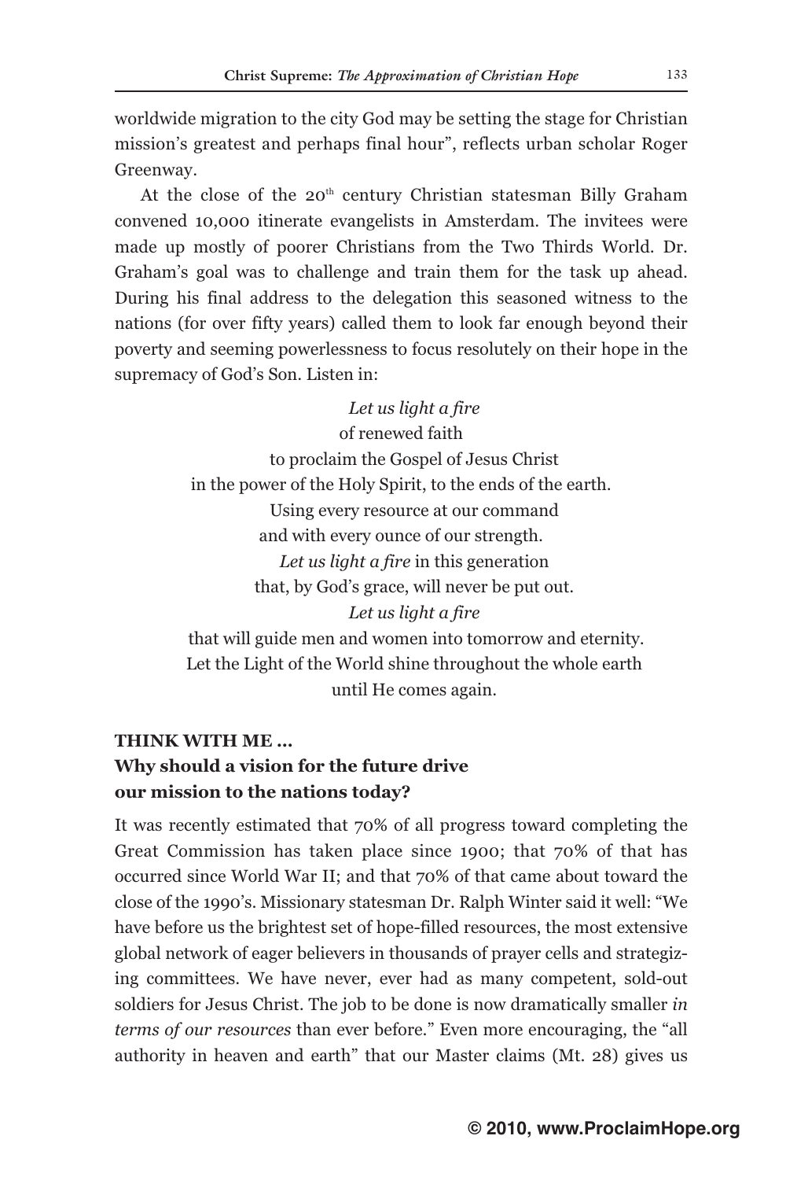worldwide migration to the city God may be setting the stage for Christian mission's greatest and perhaps final hour", reflects urban scholar Roger Greenway.

At the close of the 20th century Christian statesman Billy Graham convened 10,000 itinerate evangelists in Amsterdam. The invitees were made up mostly of poorer Christians from the Two Thirds World. Dr. Graham's goal was to challenge and train them for the task up ahead. During his final address to the delegation this seasoned witness to the nations (for over fifty years) called them to look far enough beyond their poverty and seeming powerlessness to focus resolutely on their hope in the supremacy of God's Son. Listen in:

> *Let us light a fire*
> of renewed faith
> to proclaim the Gospel of Jesus Christ
> in the power of the Holy Spirit, to the ends of the earth.
> Using every resource at our command
> and with every ounce of our strength.
> *Let us light a fire* in this generation
> that, by God's grace, will never be put out.
> *Let us light a fire*
> that will guide men and women into tomorrow and eternity.
> Let the Light of the World shine throughout the whole earth
> until He comes again.

**THINK WITH ME ...**
**Why should a vision for the future drive our mission to the nations today?**

It was recently estimated that 70% of all progress toward completing the Great Commission has taken place since 1900; that 70% of that has occurred since World War II; and that 70% of that came about toward the close of the 1990's. Missionary statesman Dr. Ralph Winter said it well: "We have before us the brightest set of hope-filled resources, the most extensive global network of eager believers in thousands of prayer cells and strategizing committees. We have never, ever had as many competent, sold-out soldiers for Jesus Christ. The job to be done is now dramatically smaller *in terms of our resources* than ever before." Even more encouraging, the "all authority in heaven and earth" that our Master claims (Mt. 28) gives us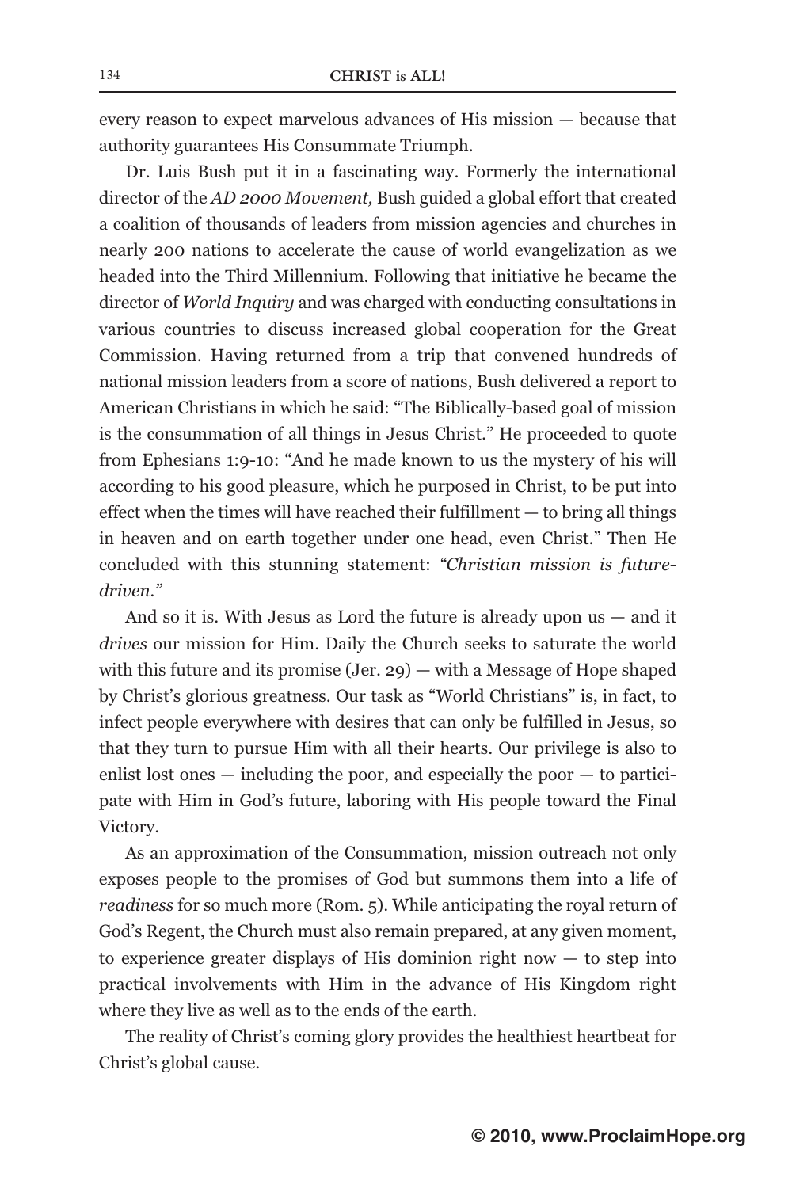every reason to expect marvelous advances of His mission — because that authority guarantees His Consummate Triumph.

Dr. Luis Bush put it in a fascinating way. Formerly the international director of the *AD 2000 Movement,* Bush guided a global effort that created a coalition of thousands of leaders from mission agencies and churches in nearly 200 nations to accelerate the cause of world evangelization as we headed into the Third Millennium. Following that initiative he became the director of *World Inquiry* and was charged with conducting consultations in various countries to discuss increased global cooperation for the Great Commission. Having returned from a trip that convened hundreds of national mission leaders from a score of nations, Bush delivered a report to American Christians in which he said: "The Biblically-based goal of mission is the consummation of all things in Jesus Christ." He proceeded to quote from Ephesians 1:9-10: "And he made known to us the mystery of his will according to his good pleasure, which he purposed in Christ, to be put into effect when the times will have reached their fulfillment — to bring all things in heaven and on earth together under one head, even Christ." Then He concluded with this stunning statement: *"Christian mission is future-driven."*

And so it is. With Jesus as Lord the future is already upon us — and it *drives* our mission for Him. Daily the Church seeks to saturate the world with this future and its promise (Jer. 29) — with a Message of Hope shaped by Christ's glorious greatness. Our task as "World Christians" is, in fact, to infect people everywhere with desires that can only be fulfilled in Jesus, so that they turn to pursue Him with all their hearts. Our privilege is also to enlist lost ones — including the poor, and especially the poor — to participate with Him in God's future, laboring with His people toward the Final Victory.

As an approximation of the Consummation, mission outreach not only exposes people to the promises of God but summons them into a life of *readiness* for so much more (Rom. 5). While anticipating the royal return of God's Regent, the Church must also remain prepared, at any given moment, to experience greater displays of His dominion right now — to step into practical involvements with Him in the advance of His Kingdom right where they live as well as to the ends of the earth.

The reality of Christ's coming glory provides the healthiest heartbeat for Christ's global cause.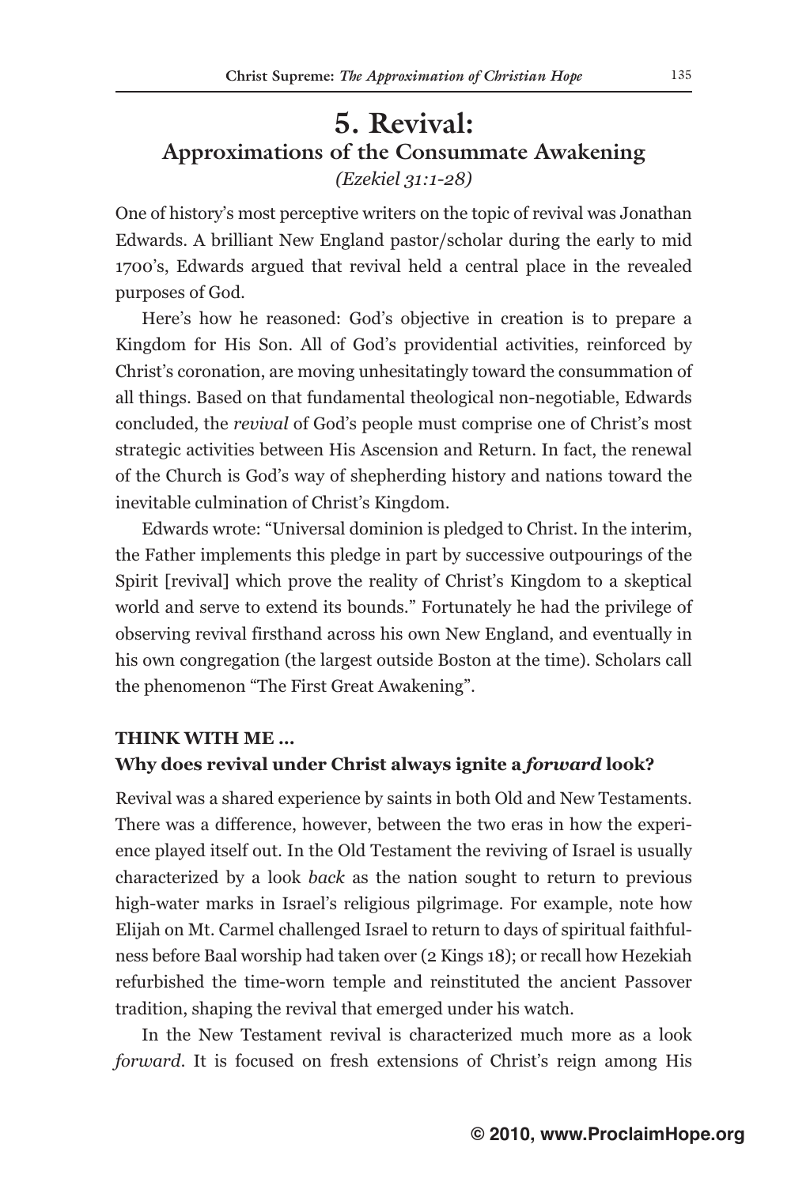# 5. Revival:
## Approximations of the Consummate Awakening
*(Ezekiel 31:1-28)*

One of history's most perceptive writers on the topic of revival was Jonathan Edwards. A brilliant New England pastor/scholar during the early to mid 1700's, Edwards argued that revival held a central place in the revealed purposes of God.

Here's how he reasoned: God's objective in creation is to prepare a Kingdom for His Son. All of God's providential activities, reinforced by Christ's coronation, are moving unhesitatingly toward the consummation of all things. Based on that fundamental theological non-negotiable, Edwards concluded, the *revival* of God's people must comprise one of Christ's most strategic activities between His Ascension and Return. In fact, the renewal of the Church is God's way of shepherding history and nations toward the inevitable culmination of Christ's Kingdom.

Edwards wrote: "Universal dominion is pledged to Christ. In the interim, the Father implements this pledge in part by successive outpourings of the Spirit [revival] which prove the reality of Christ's Kingdom to a skeptical world and serve to extend its bounds." Fortunately he had the privilege of observing revival firsthand across his own New England, and eventually in his own congregation (the largest outside Boston at the time). Scholars call the phenomenon "The First Great Awakening".

**THINK WITH ME ...**

**Why does revival under Christ always ignite a *forward* look?**

Revival was a shared experience by saints in both Old and New Testaments. There was a difference, however, between the two eras in how the experience played itself out. In the Old Testament the reviving of Israel is usually characterized by a look *back* as the nation sought to return to previous high-water marks in Israel's religious pilgrimage. For example, note how Elijah on Mt. Carmel challenged Israel to return to days of spiritual faithfulness before Baal worship had taken over (2 Kings 18); or recall how Hezekiah refurbished the time-worn temple and reinstituted the ancient Passover tradition, shaping the revival that emerged under his watch.

In the New Testament revival is characterized much more as a look *forward*. It is focused on fresh extensions of Christ's reign among His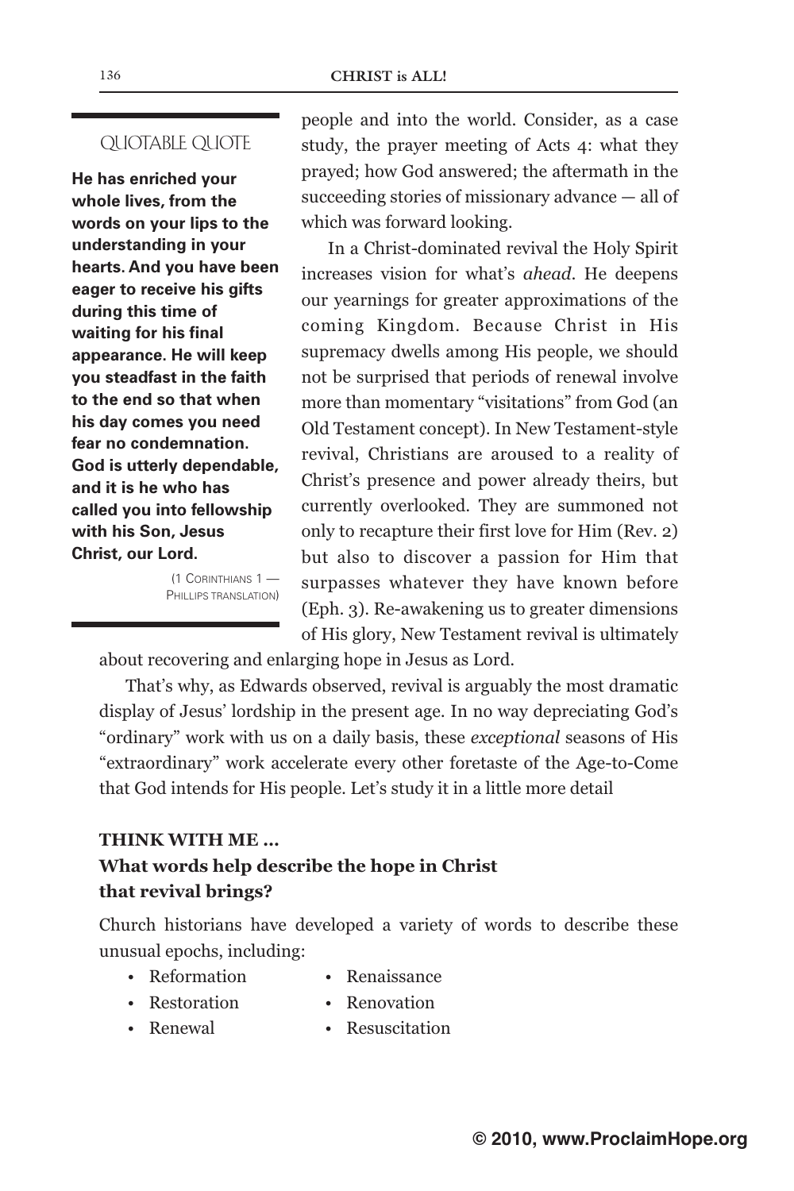## QUOTABLE QUOTE

**He has enriched your whole lives, from the words on your lips to the understanding in your hearts. And you have been eager to receive his gifts during this time of waiting for his final appearance. He will keep you steadfast in the faith to the end so that when his day comes you need fear no condemnation. God is utterly dependable, and it is he who has called you into fellowship with his Son, Jesus Christ, our Lord.**

(1 CORINTHIANS 1 — PHILLIPS TRANSLATION)

people and into the world. Consider, as a case study, the prayer meeting of Acts 4: what they prayed; how God answered; the aftermath in the succeeding stories of missionary advance — all of which was forward looking.

In a Christ-dominated revival the Holy Spirit increases vision for what's *ahead*. He deepens our yearnings for greater approximations of the coming Kingdom. Because Christ in His supremacy dwells among His people, we should not be surprised that periods of renewal involve more than momentary "visitations" from God (an Old Testament concept). In New Testament-style revival, Christians are aroused to a reality of Christ's presence and power already theirs, but currently overlooked. They are summoned not only to recapture their first love for Him (Rev. 2) but also to discover a passion for Him that surpasses whatever they have known before (Eph. 3). Re-awakening us to greater dimensions of His glory, New Testament revival is ultimately about recovering and enlarging hope in Jesus as Lord.

That's why, as Edwards observed, revival is arguably the most dramatic display of Jesus' lordship in the present age. In no way depreciating God's "ordinary" work with us on a daily basis, these *exceptional* seasons of His "extraordinary" work accelerate every other foretaste of the Age-to-Come that God intends for His people. Let's study it in a little more detail

**THINK WITH ME ...**
**What words help describe the hope in Christ that revival brings?**

Church historians have developed a variety of words to describe these unusual epochs, including:

- Reformation
- Renaissance
- Restoration
- Renovation
- Renewal
- Resuscitation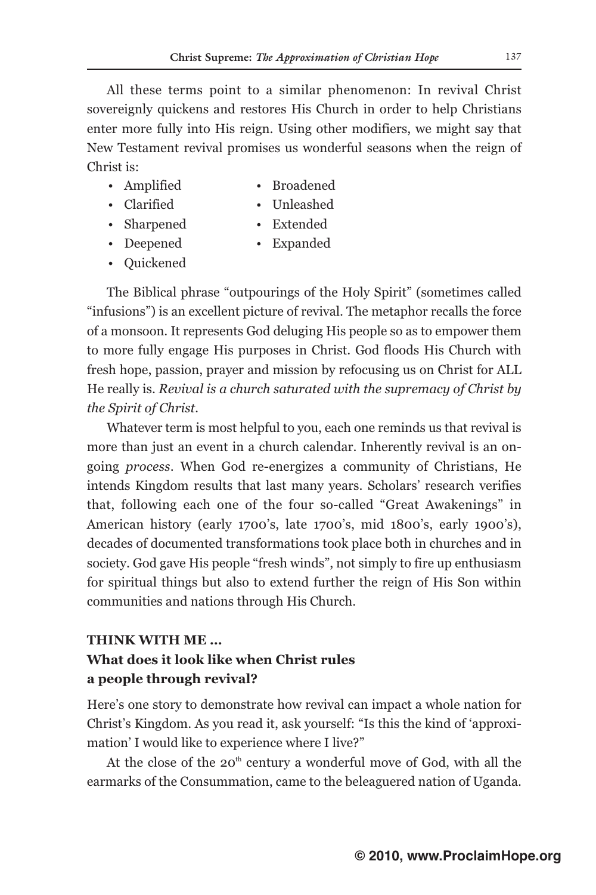All these terms point to a similar phenomenon: In revival Christ sovereignly quickens and restores His Church in order to help Christians enter more fully into His reign. Using other modifiers, we might say that New Testament revival promises us wonderful seasons when the reign of Christ is:

- Amplified
- Clarified
- Sharpened
- Deepened
- Quickened
- Broadened
- Unleashed
- Extended
- Expanded

The Biblical phrase "outpourings of the Holy Spirit" (sometimes called "infusions") is an excellent picture of revival. The metaphor recalls the force of a monsoon. It represents God deluging His people so as to empower them to more fully engage His purposes in Christ. God floods His Church with fresh hope, passion, prayer and mission by refocusing us on Christ for ALL He really is. *Revival is a church saturated with the supremacy of Christ by the Spirit of Christ.*

Whatever term is most helpful to you, each one reminds us that revival is more than just an event in a church calendar. Inherently revival is an on-going *process*. When God re-energizes a community of Christians, He intends Kingdom results that last many years. Scholars' research verifies that, following each one of the four so-called "Great Awakenings" in American history (early 1700's, late 1700's, mid 1800's, early 1900's), decades of documented transformations took place both in churches and in society. God gave His people "fresh winds", not simply to fire up enthusiasm for spiritual things but also to extend further the reign of His Son within communities and nations through His Church.

**THINK WITH ME …**
**What does it look like when Christ rules a people through revival?**

Here's one story to demonstrate how revival can impact a whole nation for Christ's Kingdom. As you read it, ask yourself: "Is this the kind of 'approximation' I would like to experience where I live?"

At the close of the 20th century a wonderful move of God, with all the earmarks of the Consummation, came to the beleaguered nation of Uganda.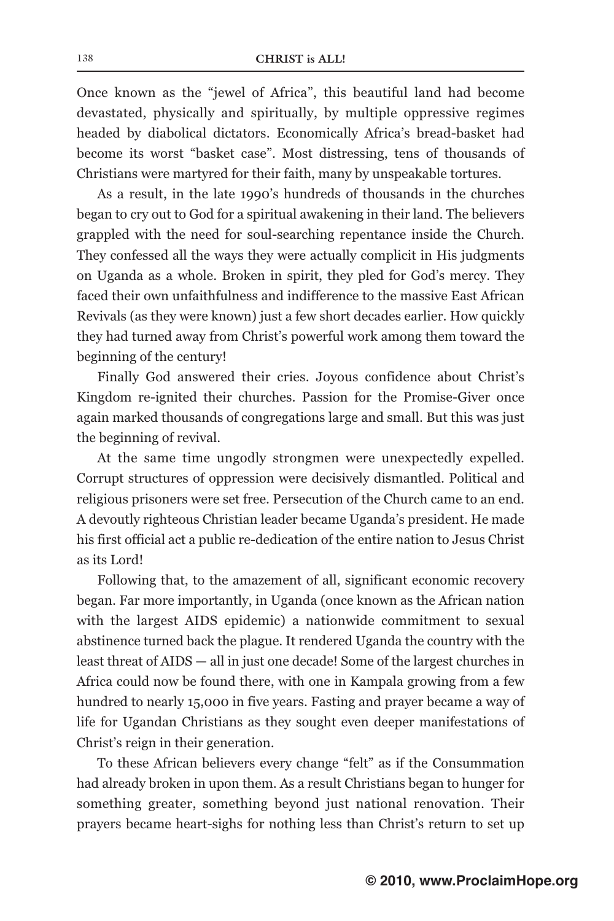Once known as the "jewel of Africa", this beautiful land had become devastated, physically and spiritually, by multiple oppressive regimes headed by diabolical dictators. Economically Africa's bread-basket had become its worst "basket case". Most distressing, tens of thousands of Christians were martyred for their faith, many by unspeakable tortures.

As a result, in the late 1990's hundreds of thousands in the churches began to cry out to God for a spiritual awakening in their land. The believers grappled with the need for soul-searching repentance inside the Church. They confessed all the ways they were actually complicit in His judgments on Uganda as a whole. Broken in spirit, they pled for God's mercy. They faced their own unfaithfulness and indifference to the massive East African Revivals (as they were known) just a few short decades earlier. How quickly they had turned away from Christ's powerful work among them toward the beginning of the century!

Finally God answered their cries. Joyous confidence about Christ's Kingdom re-ignited their churches. Passion for the Promise-Giver once again marked thousands of congregations large and small. But this was just the beginning of revival.

At the same time ungodly strongmen were unexpectedly expelled. Corrupt structures of oppression were decisively dismantled. Political and religious prisoners were set free. Persecution of the Church came to an end. A devoutly righteous Christian leader became Uganda's president. He made his first official act a public re-dedication of the entire nation to Jesus Christ as its Lord!

Following that, to the amazement of all, significant economic recovery began. Far more importantly, in Uganda (once known as the African nation with the largest AIDS epidemic) a nationwide commitment to sexual abstinence turned back the plague. It rendered Uganda the country with the least threat of AIDS — all in just one decade! Some of the largest churches in Africa could now be found there, with one in Kampala growing from a few hundred to nearly 15,000 in five years. Fasting and prayer became a way of life for Ugandan Christians as they sought even deeper manifestations of Christ's reign in their generation.

To these African believers every change "felt" as if the Consummation had already broken in upon them. As a result Christians began to hunger for something greater, something beyond just national renovation. Their prayers became heart-sighs for nothing less than Christ's return to set up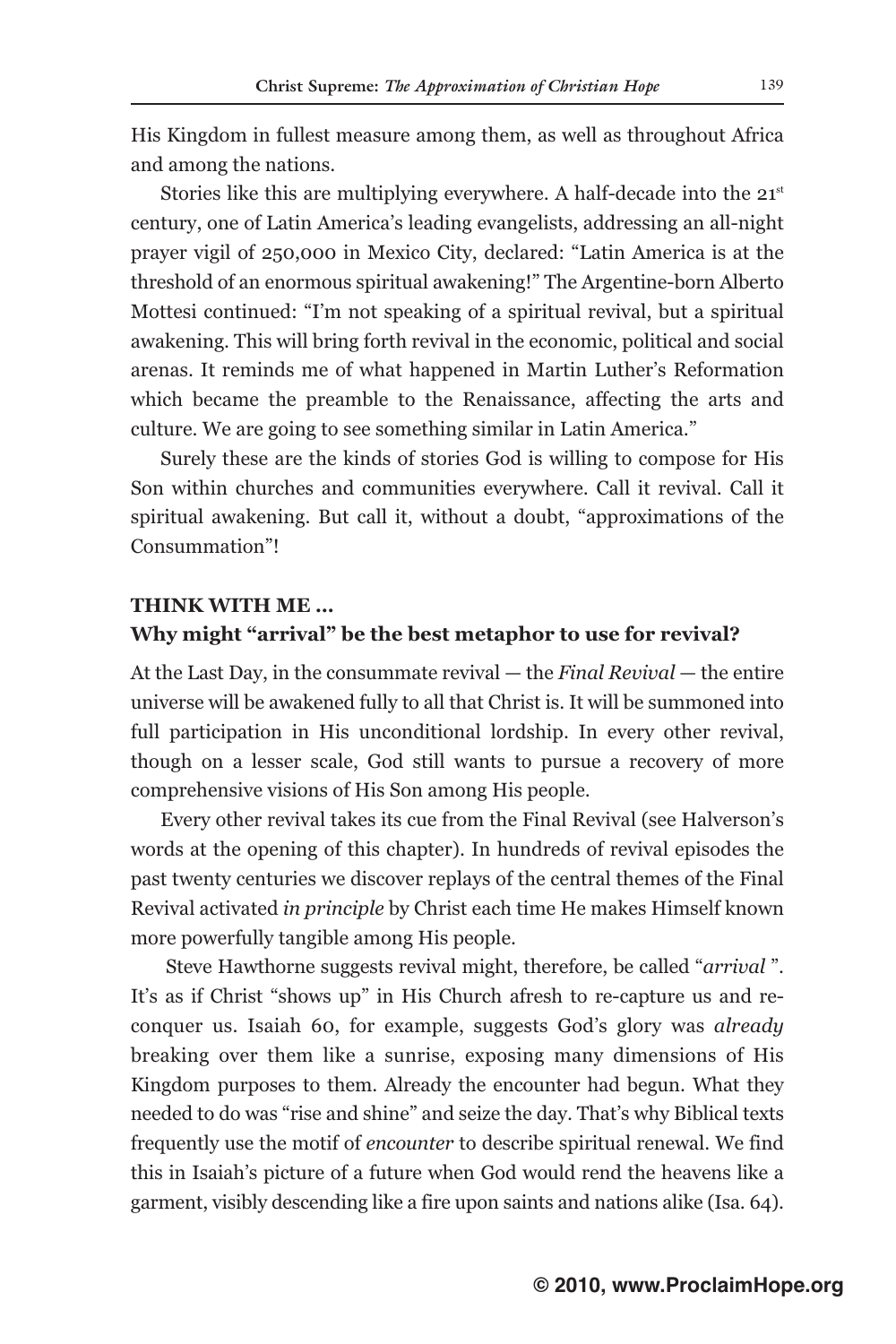His Kingdom in fullest measure among them, as well as throughout Africa and among the nations.

Stories like this are multiplying everywhere. A half-decade into the 21st century, one of Latin America's leading evangelists, addressing an all-night prayer vigil of 250,000 in Mexico City, declared: "Latin America is at the threshold of an enormous spiritual awakening!" The Argentine-born Alberto Mottesi continued: "I'm not speaking of a spiritual revival, but a spiritual awakening. This will bring forth revival in the economic, political and social arenas. It reminds me of what happened in Martin Luther's Reformation which became the preamble to the Renaissance, affecting the arts and culture. We are going to see something similar in Latin America."

Surely these are the kinds of stories God is willing to compose for His Son within churches and communities everywhere. Call it revival. Call it spiritual awakening. But call it, without a doubt, "approximations of the Consummation"!

**THINK WITH ME ...**
**Why might "arrival" be the best metaphor to use for revival?**

At the Last Day, in the consummate revival — the *Final Revival* — the entire universe will be awakened fully to all that Christ is. It will be summoned into full participation in His unconditional lordship. In every other revival, though on a lesser scale, God still wants to pursue a recovery of more comprehensive visions of His Son among His people.

Every other revival takes its cue from the Final Revival (see Halverson's words at the opening of this chapter). In hundreds of revival episodes the past twenty centuries we discover replays of the central themes of the Final Revival activated *in principle* by Christ each time He makes Himself known more powerfully tangible among His people.

Steve Hawthorne suggests revival might, therefore, be called "*arrival* ". It's as if Christ "shows up" in His Church afresh to re-capture us and re-conquer us. Isaiah 60, for example, suggests God's glory was *already* breaking over them like a sunrise, exposing many dimensions of His Kingdom purposes to them. Already the encounter had begun. What they needed to do was "rise and shine" and seize the day. That's why Biblical texts frequently use the motif of *encounter* to describe spiritual renewal. We find this in Isaiah's picture of a future when God would rend the heavens like a garment, visibly descending like a fire upon saints and nations alike (Isa. 64).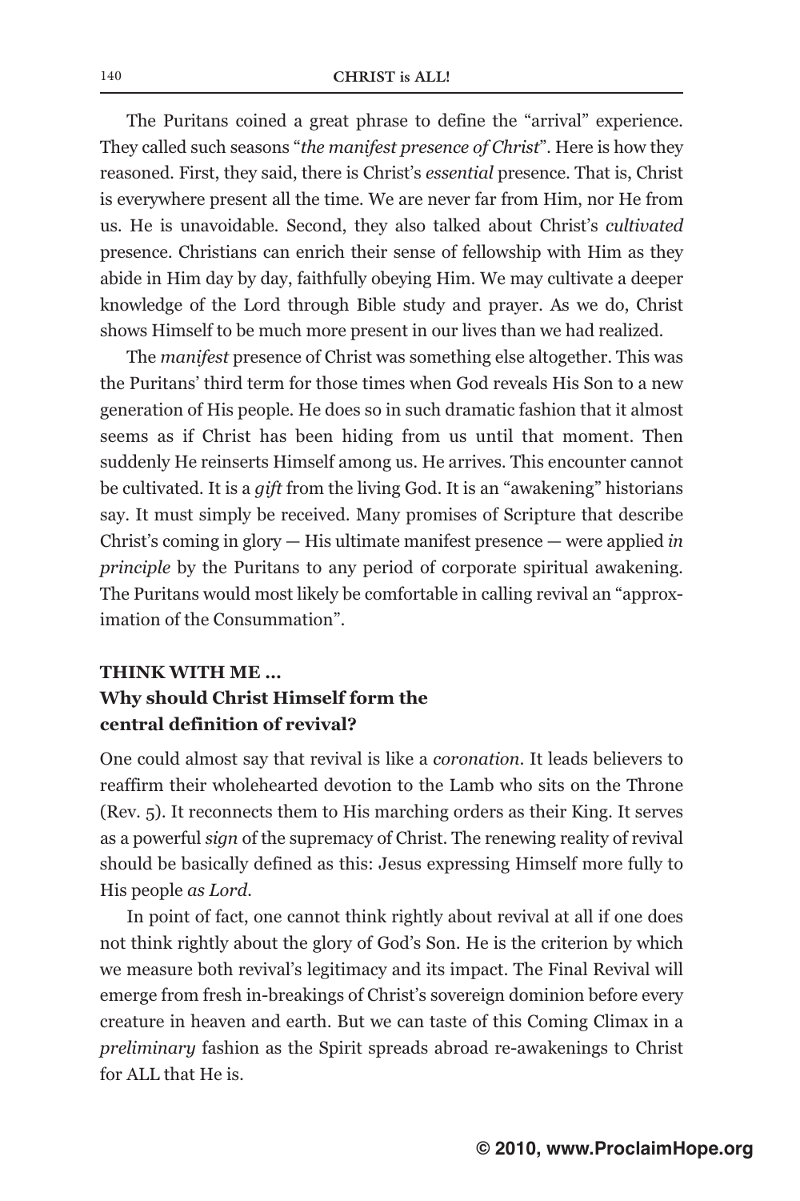The Puritans coined a great phrase to define the "arrival" experience. They called such seasons "*the manifest presence of Christ*". Here is how they reasoned. First, they said, there is Christ's *essential* presence. That is, Christ is everywhere present all the time. We are never far from Him, nor He from us. He is unavoidable. Second, they also talked about Christ's *cultivated* presence. Christians can enrich their sense of fellowship with Him as they abide in Him day by day, faithfully obeying Him. We may cultivate a deeper knowledge of the Lord through Bible study and prayer. As we do, Christ shows Himself to be much more present in our lives than we had realized.

The *manifest* presence of Christ was something else altogether. This was the Puritans' third term for those times when God reveals His Son to a new generation of His people. He does so in such dramatic fashion that it almost seems as if Christ has been hiding from us until that moment. Then suddenly He reinserts Himself among us. He arrives. This encounter cannot be cultivated. It is a *gift* from the living God. It is an "awakening" historians say. It must simply be received. Many promises of Scripture that describe Christ's coming in glory — His ultimate manifest presence — were applied *in principle* by the Puritans to any period of corporate spiritual awakening. The Puritans would most likely be comfortable in calling revival an "approximation of the Consummation".

### THINK WITH ME ...
### Why should Christ Himself form the central definition of revival?

One could almost say that revival is like a *coronation*. It leads believers to reaffirm their wholehearted devotion to the Lamb who sits on the Throne (Rev. 5). It reconnects them to His marching orders as their King. It serves as a powerful *sign* of the supremacy of Christ. The renewing reality of revival should be basically defined as this: Jesus expressing Himself more fully to His people *as Lord*.

In point of fact, one cannot think rightly about revival at all if one does not think rightly about the glory of God's Son. He is the criterion by which we measure both revival's legitimacy and its impact. The Final Revival will emerge from fresh in-breakings of Christ's sovereign dominion before every creature in heaven and earth. But we can taste of this Coming Climax in a *preliminary* fashion as the Spirit spreads abroad re-awakenings to Christ for ALL that He is.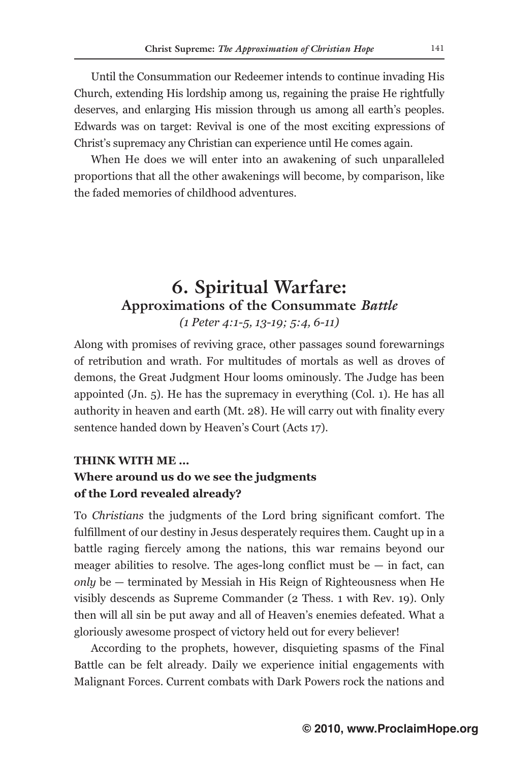Until the Consummation our Redeemer intends to continue invading His Church, extending His lordship among us, regaining the praise He rightfully deserves, and enlarging His mission through us among all earth's peoples. Edwards was on target: Revival is one of the most exciting expressions of Christ's supremacy any Christian can experience until He comes again.

When He does we will enter into an awakening of such unparalleled proportions that all the other awakenings will become, by comparison, like the faded memories of childhood adventures.

# 6. Spiritual Warfare:
## Approximations of the Consummate *Battle*

*(1 Peter 4:1-5, 13-19; 5:4, 6-11)*

Along with promises of reviving grace, other passages sound forewarnings of retribution and wrath. For multitudes of mortals as well as droves of demons, the Great Judgment Hour looms ominously. The Judge has been appointed (Jn. 5). He has the supremacy in everything (Col. 1). He has all authority in heaven and earth (Mt. 28). He will carry out with finality every sentence handed down by Heaven's Court (Acts 17).

**THINK WITH ME ...**
**Where around us do we see the judgments of the Lord revealed already?**

To *Christians* the judgments of the Lord bring significant comfort. The fulfillment of our destiny in Jesus desperately requires them. Caught up in a battle raging fiercely among the nations, this war remains beyond our meager abilities to resolve. The ages-long conflict must be — in fact, can *only* be — terminated by Messiah in His Reign of Righteousness when He visibly descends as Supreme Commander (2 Thess. 1 with Rev. 19). Only then will all sin be put away and all of Heaven's enemies defeated. What a gloriously awesome prospect of victory held out for every believer!

According to the prophets, however, disquieting spasms of the Final Battle can be felt already. Daily we experience initial engagements with Malignant Forces. Current combats with Dark Powers rock the nations and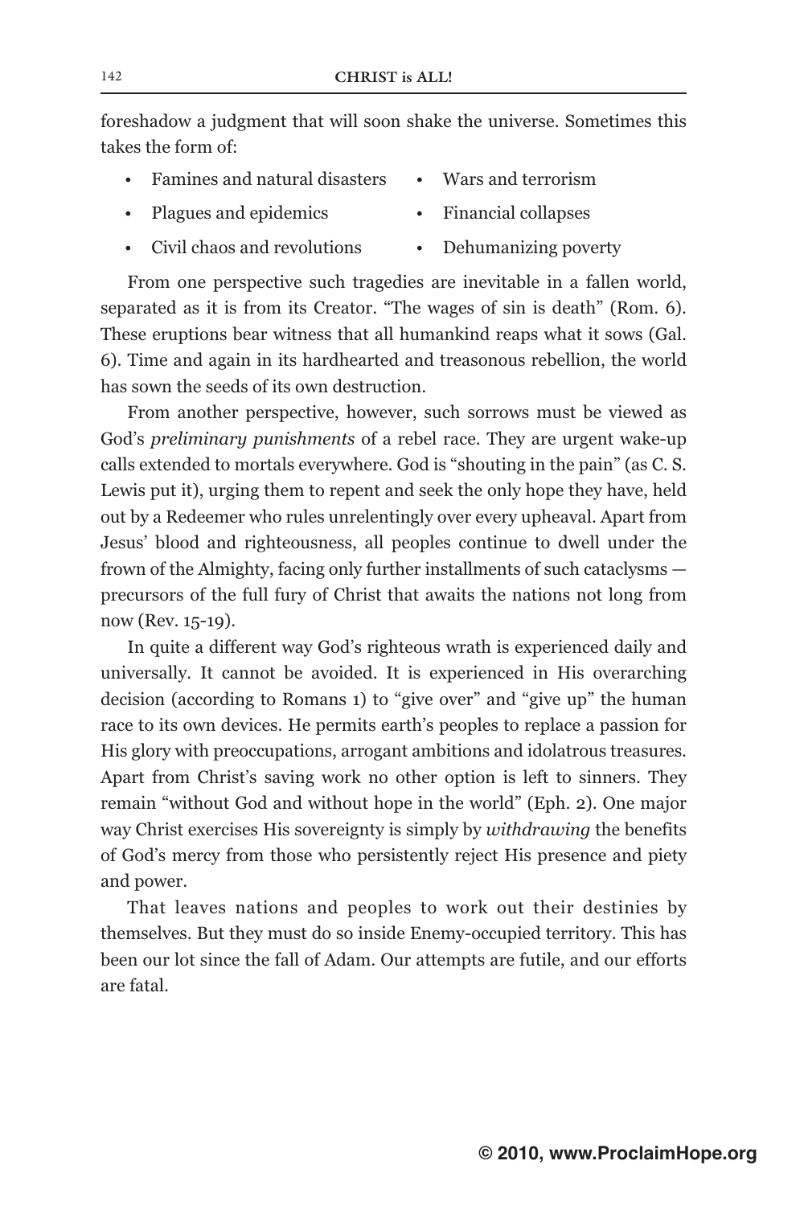foreshadow a judgment that will soon shake the universe. Sometimes this takes the form of:

- Famines and natural disasters
- Wars and terrorism
- Plagues and epidemics
- Financial collapses
- Civil chaos and revolutions
- Dehumanizing poverty

From one perspective such tragedies are inevitable in a fallen world, separated as it is from its Creator. "The wages of sin is death" (Rom. 6). These eruptions bear witness that all humankind reaps what it sows (Gal. 6). Time and again in its hardhearted and treasonous rebellion, the world has sown the seeds of its own destruction.

From another perspective, however, such sorrows must be viewed as God's *preliminary punishments* of a rebel race. They are urgent wake-up calls extended to mortals everywhere. God is "shouting in the pain" (as C. S. Lewis put it), urging them to repent and seek the only hope they have, held out by a Redeemer who rules unrelentingly over every upheaval. Apart from Jesus' blood and righteousness, all peoples continue to dwell under the frown of the Almighty, facing only further installments of such cataclysms — precursors of the full fury of Christ that awaits the nations not long from now (Rev. 15-19).

In quite a different way God's righteous wrath is experienced daily and universally. It cannot be avoided. It is experienced in His overarching decision (according to Romans 1) to "give over" and "give up" the human race to its own devices. He permits earth's peoples to replace a passion for His glory with preoccupations, arrogant ambitions and idolatrous treasures. Apart from Christ's saving work no other option is left to sinners. They remain "without God and without hope in the world" (Eph. 2). One major way Christ exercises His sovereignty is simply by *withdrawing* the benefits of God's mercy from those who persistently reject His presence and piety and power.

That leaves nations and peoples to work out their destinies by themselves. But they must do so inside Enemy-occupied territory. This has been our lot since the fall of Adam. Our attempts are futile, and our efforts are fatal.

**© 2010, www.ProclaimHope.org**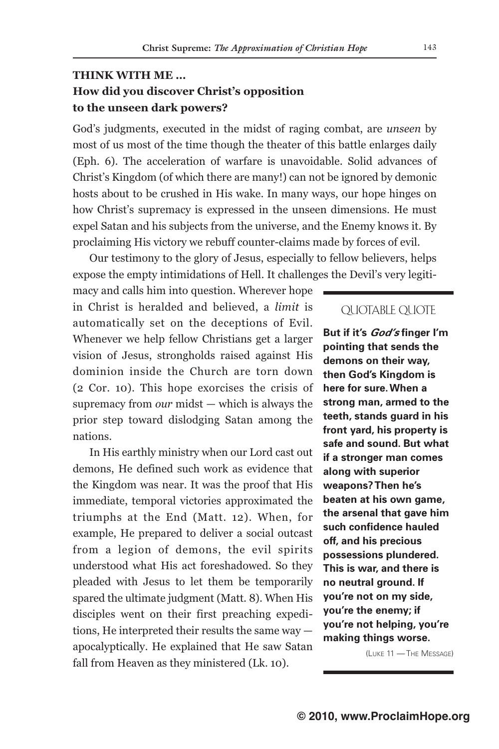**THINK WITH ME ...**
**How did you discover Christ's opposition to the unseen dark powers?**

God's judgments, executed in the midst of raging combat, are *unseen* by most of us most of the time though the theater of this battle enlarges daily (Eph. 6). The acceleration of warfare is unavoidable. Solid advances of Christ's Kingdom (of which there are many!) can not be ignored by demonic hosts about to be crushed in His wake. In many ways, our hope hinges on how Christ's supremacy is expressed in the unseen dimensions. He must expel Satan and his subjects from the universe, and the Enemy knows it. By proclaiming His victory we rebuff counter-claims made by forces of evil.

Our testimony to the glory of Jesus, especially to fellow believers, helps expose the empty intimidations of Hell. It challenges the Devil's very legitimacy and calls him into question. Wherever hope in Christ is heralded and believed, a *limit* is automatically set on the deceptions of Evil. Whenever we help fellow Christians get a larger vision of Jesus, strongholds raised against His dominion inside the Church are torn down (2 Cor. 10). This hope exorcises the crisis of supremacy from *our* midst — which is always the prior step toward dislodging Satan among the nations.

In His earthly ministry when our Lord cast out demons, He defined such work as evidence that the Kingdom was near. It was the proof that His immediate, temporal victories approximated the triumphs at the End (Matt. 12). When, for example, He prepared to deliver a social outcast from a legion of demons, the evil spirits understood what His act foreshadowed. So they pleaded with Jesus to let them be temporarily spared the ultimate judgment (Matt. 8). When His disciples went on their first preaching expeditions, He interpreted their results the same way — apocalyptically. He explained that He saw Satan fall from Heaven as they ministered (Lk. 10).

> QUOTABLE QUOTE
>
> **But if it's *God's* finger I'm pointing that sends the demons on their way, then God's Kingdom is here for sure. When a strong man, armed to the teeth, stands guard in his front yard, his property is safe and sound. But what if a stronger man comes along with superior weapons? Then he's beaten at his own game, the arsenal that gave him such confidence hauled off, and his precious possessions plundered. This is war, and there is no neutral ground. If you're not on my side, you're the enemy; if you're not helping, you're making things worse.**
>
> (Luke 11 — The Message)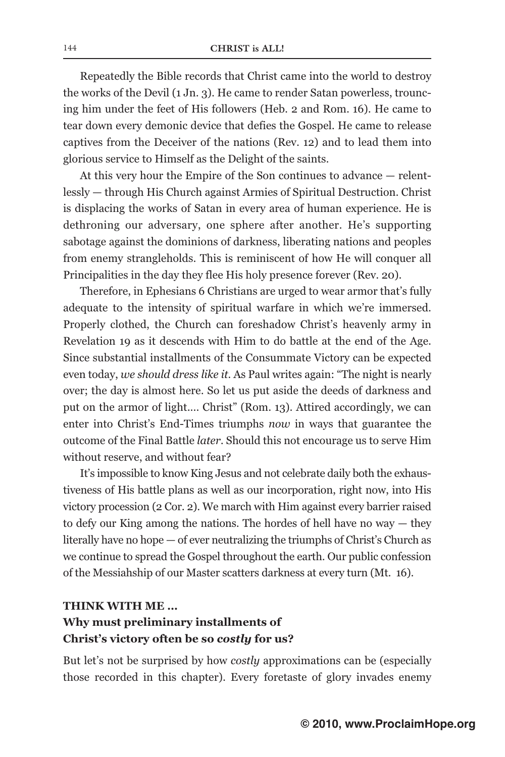Repeatedly the Bible records that Christ came into the world to destroy the works of the Devil (1 Jn. 3). He came to render Satan powerless, trouncing him under the feet of His followers (Heb. 2 and Rom. 16). He came to tear down every demonic device that defies the Gospel. He came to release captives from the Deceiver of the nations (Rev. 12) and to lead them into glorious service to Himself as the Delight of the saints.

At this very hour the Empire of the Son continues to advance — relentlessly — through His Church against Armies of Spiritual Destruction. Christ is displacing the works of Satan in every area of human experience. He is dethroning our adversary, one sphere after another. He's supporting sabotage against the dominions of darkness, liberating nations and peoples from enemy strangleholds. This is reminiscent of how He will conquer all Principalities in the day they flee His holy presence forever (Rev. 20).

Therefore, in Ephesians 6 Christians are urged to wear armor that's fully adequate to the intensity of spiritual warfare in which we're immersed. Properly clothed, the Church can foreshadow Christ's heavenly army in Revelation 19 as it descends with Him to do battle at the end of the Age. Since substantial installments of the Consummate Victory can be expected even today, *we should dress like it*. As Paul writes again: "The night is nearly over; the day is almost here. So let us put aside the deeds of darkness and put on the armor of light.... Christ" (Rom. 13). Attired accordingly, we can enter into Christ's End-Times triumphs *now* in ways that guarantee the outcome of the Final Battle *later*. Should this not encourage us to serve Him without reserve, and without fear?

It's impossible to know King Jesus and not celebrate daily both the exhaustiveness of His battle plans as well as our incorporation, right now, into His victory procession (2 Cor. 2). We march with Him against every barrier raised to defy our King among the nations. The hordes of hell have no way — they literally have no hope — of ever neutralizing the triumphs of Christ's Church as we continue to spread the Gospel throughout the earth. Our public confession of the Messiahship of our Master scatters darkness at every turn (Mt. 16).

**THINK WITH ME ...**
**Why must preliminary installments of Christ's victory often be so *costly* for us?**

But let's not be surprised by how *costly* approximations can be (especially those recorded in this chapter). Every foretaste of glory invades enemy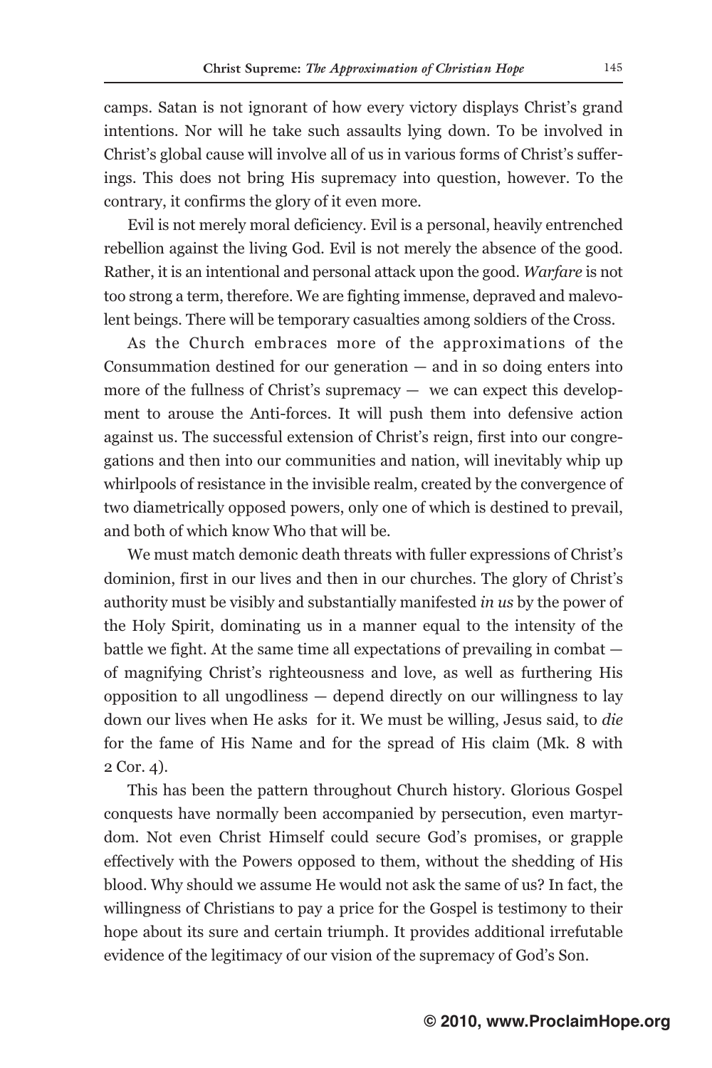camps. Satan is not ignorant of how every victory displays Christ's grand intentions. Nor will he take such assaults lying down. To be involved in Christ's global cause will involve all of us in various forms of Christ's sufferings. This does not bring His supremacy into question, however. To the contrary, it confirms the glory of it even more.

Evil is not merely moral deficiency. Evil is a personal, heavily entrenched rebellion against the living God. Evil is not merely the absence of the good. Rather, it is an intentional and personal attack upon the good. *Warfare* is not too strong a term, therefore. We are fighting immense, depraved and malevolent beings. There will be temporary casualties among soldiers of the Cross.

As the Church embraces more of the approximations of the Consummation destined for our generation — and in so doing enters into more of the fullness of Christ's supremacy — we can expect this development to arouse the Anti-forces. It will push them into defensive action against us. The successful extension of Christ's reign, first into our congregations and then into our communities and nation, will inevitably whip up whirlpools of resistance in the invisible realm, created by the convergence of two diametrically opposed powers, only one of which is destined to prevail, and both of which know Who that will be.

We must match demonic death threats with fuller expressions of Christ's dominion, first in our lives and then in our churches. The glory of Christ's authority must be visibly and substantially manifested *in us* by the power of the Holy Spirit, dominating us in a manner equal to the intensity of the battle we fight. At the same time all expectations of prevailing in combat — of magnifying Christ's righteousness and love, as well as furthering His opposition to all ungodliness — depend directly on our willingness to lay down our lives when He asks for it. We must be willing, Jesus said, to *die* for the fame of His Name and for the spread of His claim (Mk. 8 with 2 Cor. 4).

This has been the pattern throughout Church history. Glorious Gospel conquests have normally been accompanied by persecution, even martyrdom. Not even Christ Himself could secure God's promises, or grapple effectively with the Powers opposed to them, without the shedding of His blood. Why should we assume He would not ask the same of us? In fact, the willingness of Christians to pay a price for the Gospel is testimony to their hope about its sure and certain triumph. It provides additional irrefutable evidence of the legitimacy of our vision of the supremacy of God's Son.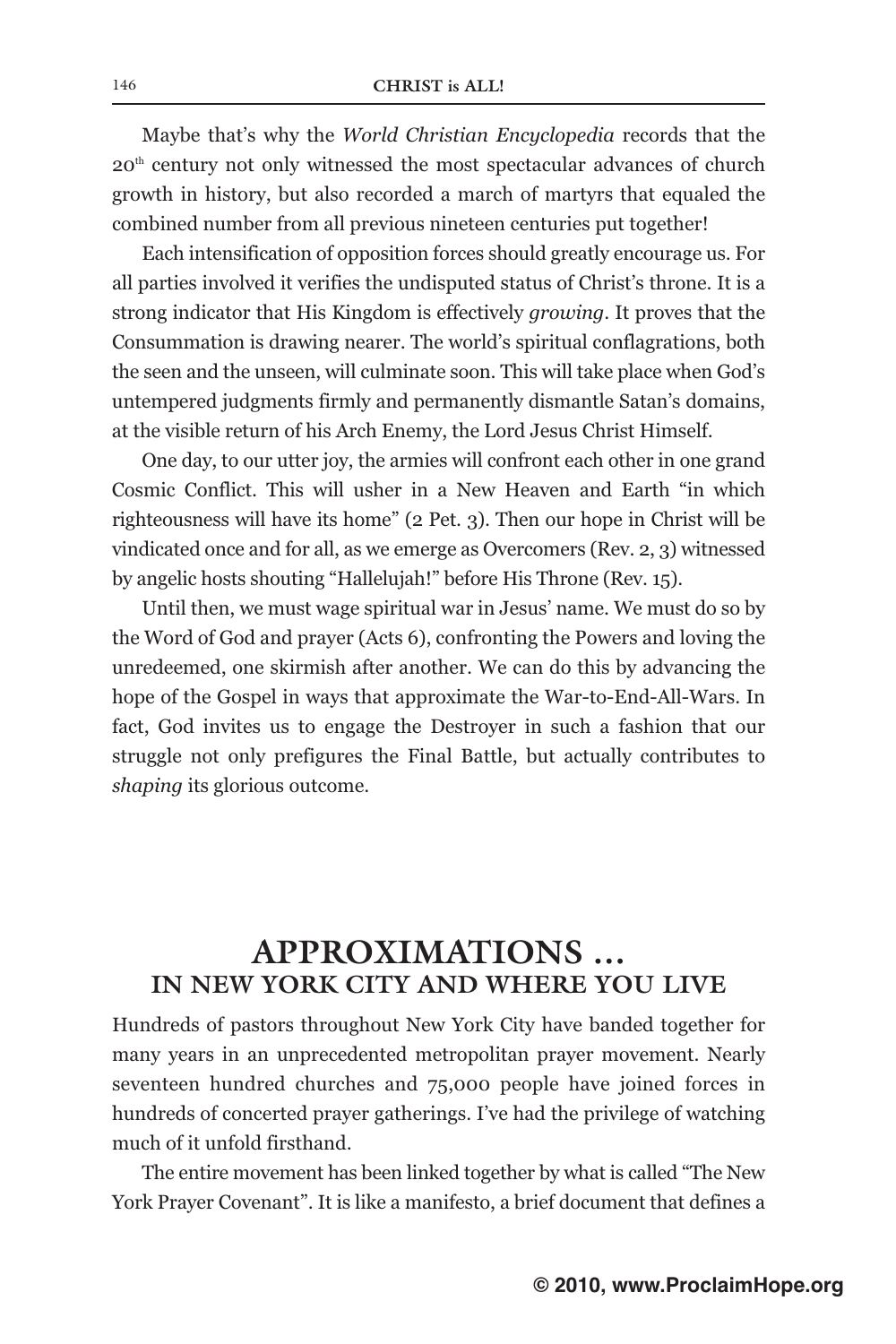Maybe that's why the *World Christian Encyclopedia* records that the 20th century not only witnessed the most spectacular advances of church growth in history, but also recorded a march of martyrs that equaled the combined number from all previous nineteen centuries put together!

Each intensification of opposition forces should greatly encourage us. For all parties involved it verifies the undisputed status of Christ's throne. It is a strong indicator that His Kingdom is effectively *growing*. It proves that the Consummation is drawing nearer. The world's spiritual conflagrations, both the seen and the unseen, will culminate soon. This will take place when God's untempered judgments firmly and permanently dismantle Satan's domains, at the visible return of his Arch Enemy, the Lord Jesus Christ Himself.

One day, to our utter joy, the armies will confront each other in one grand Cosmic Conflict. This will usher in a New Heaven and Earth "in which righteousness will have its home" (2 Pet. 3). Then our hope in Christ will be vindicated once and for all, as we emerge as Overcomers (Rev. 2, 3) witnessed by angelic hosts shouting "Hallelujah!" before His Throne (Rev. 15).

Until then, we must wage spiritual war in Jesus' name. We must do so by the Word of God and prayer (Acts 6), confronting the Powers and loving the unredeemed, one skirmish after another. We can do this by advancing the hope of the Gospel in ways that approximate the War-to-End-All-Wars. In fact, God invites us to engage the Destroyer in such a fashion that our struggle not only prefigures the Final Battle, but actually contributes to *shaping* its glorious outcome.

## APPROXIMATIONS ...
### IN NEW YORK CITY AND WHERE YOU LIVE

Hundreds of pastors throughout New York City have banded together for many years in an unprecedented metropolitan prayer movement. Nearly seventeen hundred churches and 75,000 people have joined forces in hundreds of concerted prayer gatherings. I've had the privilege of watching much of it unfold firsthand.

The entire movement has been linked together by what is called "The New York Prayer Covenant". It is like a manifesto, a brief document that defines a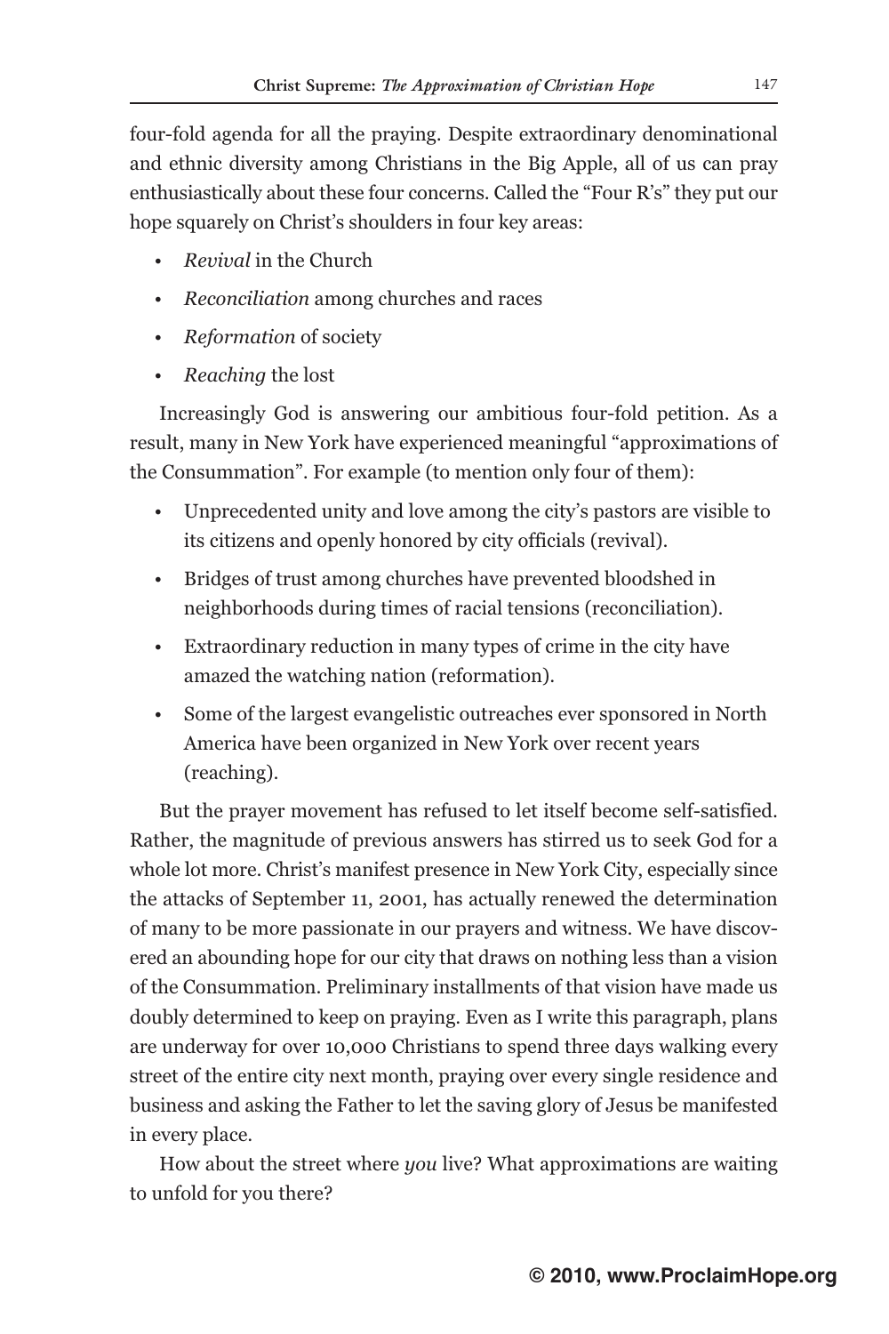four-fold agenda for all the praying. Despite extraordinary denominational and ethnic diversity among Christians in the Big Apple, all of us can pray enthusiastically about these four concerns. Called the "Four R's" they put our hope squarely on Christ's shoulders in four key areas:

- *Revival* in the Church
- *Reconciliation* among churches and races
- *Reformation* of society
- *Reaching* the lost

Increasingly God is answering our ambitious four-fold petition. As a result, many in New York have experienced meaningful "approximations of the Consummation". For example (to mention only four of them):

- Unprecedented unity and love among the city's pastors are visible to its citizens and openly honored by city officials (revival).
- Bridges of trust among churches have prevented bloodshed in neighborhoods during times of racial tensions (reconciliation).
- Extraordinary reduction in many types of crime in the city have amazed the watching nation (reformation).
- Some of the largest evangelistic outreaches ever sponsored in North America have been organized in New York over recent years (reaching).

But the prayer movement has refused to let itself become self-satisfied. Rather, the magnitude of previous answers has stirred us to seek God for a whole lot more. Christ's manifest presence in New York City, especially since the attacks of September 11, 2001, has actually renewed the determination of many to be more passionate in our prayers and witness. We have discovered an abounding hope for our city that draws on nothing less than a vision of the Consummation. Preliminary installments of that vision have made us doubly determined to keep on praying. Even as I write this paragraph, plans are underway for over 10,000 Christians to spend three days walking every street of the entire city next month, praying over every single residence and business and asking the Father to let the saving glory of Jesus be manifested in every place.

How about the street where *you* live? What approximations are waiting to unfold for you there?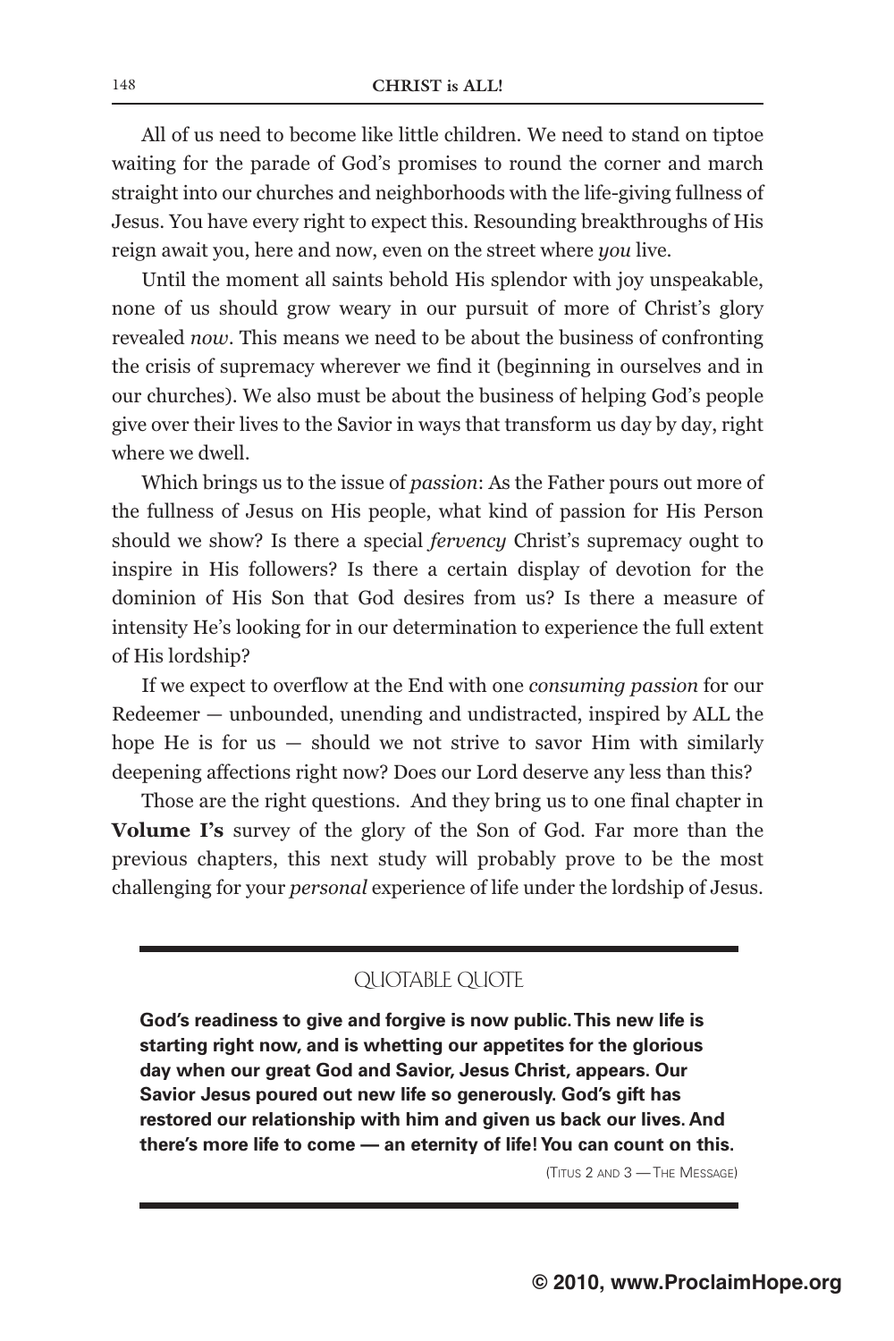All of us need to become like little children. We need to stand on tiptoe waiting for the parade of God's promises to round the corner and march straight into our churches and neighborhoods with the life-giving fullness of Jesus. You have every right to expect this. Resounding breakthroughs of His reign await you, here and now, even on the street where *you* live.

Until the moment all saints behold His splendor with joy unspeakable, none of us should grow weary in our pursuit of more of Christ's glory revealed *now*. This means we need to be about the business of confronting the crisis of supremacy wherever we find it (beginning in ourselves and in our churches). We also must be about the business of helping God's people give over their lives to the Savior in ways that transform us day by day, right where we dwell.

Which brings us to the issue of *passion*: As the Father pours out more of the fullness of Jesus on His people, what kind of passion for His Person should we show? Is there a special *fervency* Christ's supremacy ought to inspire in His followers? Is there a certain display of devotion for the dominion of His Son that God desires from us? Is there a measure of intensity He's looking for in our determination to experience the full extent of His lordship?

If we expect to overflow at the End with one *consuming passion* for our Redeemer — unbounded, unending and undistracted, inspired by ALL the hope He is for us — should we not strive to savor Him with similarly deepening affections right now? Does our Lord deserve any less than this?

Those are the right questions. And they bring us to one final chapter in **Volume I's** survey of the glory of the Son of God. Far more than the previous chapters, this next study will probably prove to be the most challenging for your *personal* experience of life under the lordship of Jesus.

---

QUOTABLE QUOTE

**God's readiness to give and forgive is now public. This new life is starting right now, and is whetting our appetites for the glorious day when our great God and Savior, Jesus Christ, appears. Our Savior Jesus poured out new life so generously. God's gift has restored our relationship with him and given us back our lives. And there's more life to come — an eternity of life! You can count on this.**

(TITUS 2 AND 3 — THE MESSAGE)

---

**© 2010, www.ProclaimHope.org**